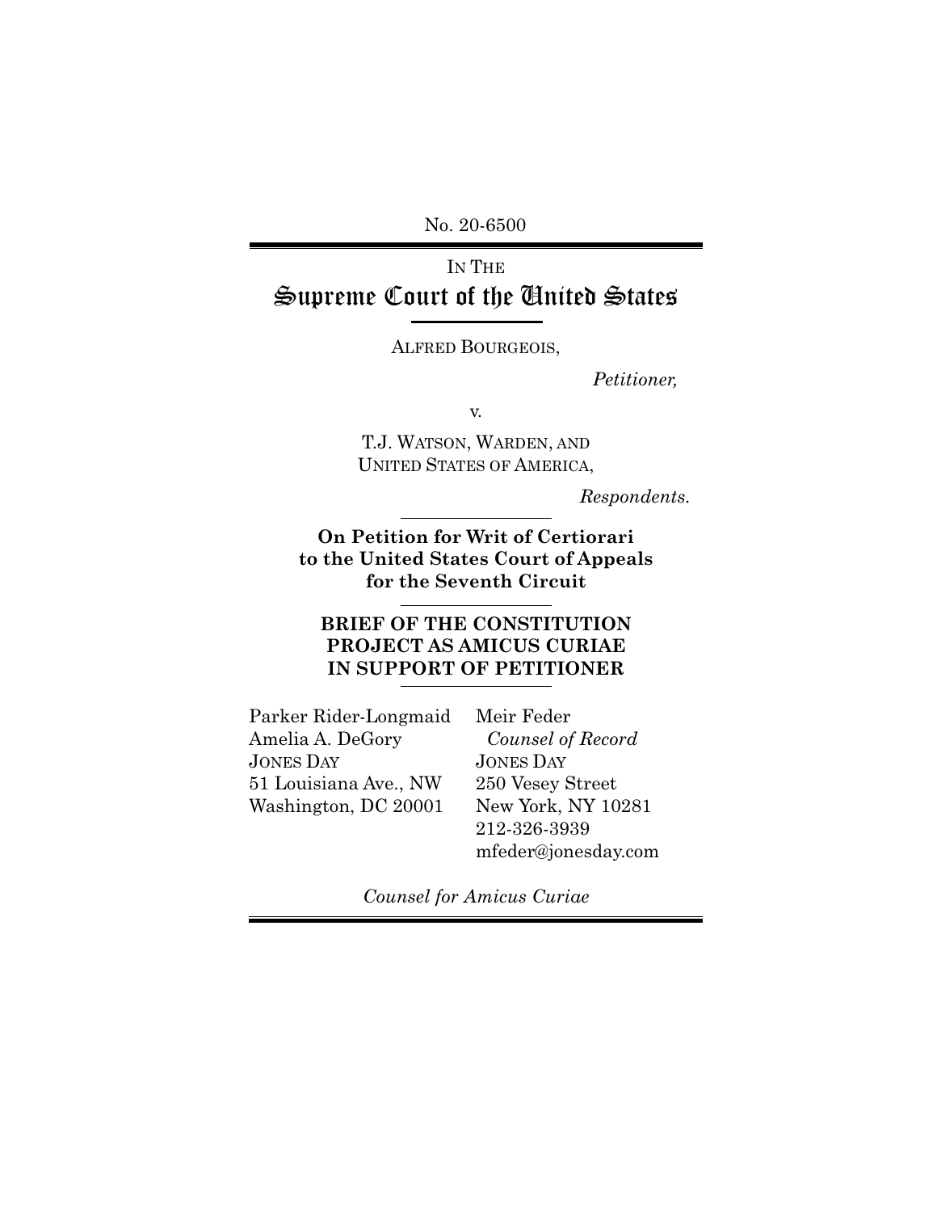No. 20-6500

IN THE

# Supreme Court of the United States

ALFRED BOURGEOIS,

*Petitioner,*

v.

T.J. WATSON, WARDEN, AND
UNITED STATES OF AMERICA,

*Respondents.*

**On Petition for Writ of Certiorari to the United States Court of Appeals for the Seventh Circuit**

**BRIEF OF THE CONSTITUTION PROJECT AS AMICUS CURIAE IN SUPPORT OF PETITIONER**

Parker Rider-Longmaid
Amelia A. DeGory
JONES DAY
51 Louisiana Ave., NW
Washington, DC 20001

Meir Feder
*Counsel of Record*
JONES DAY
250 Vesey Street
New York, NY 10281
212-326-3939
mfeder@jonesday.com

*Counsel for Amicus Curiae*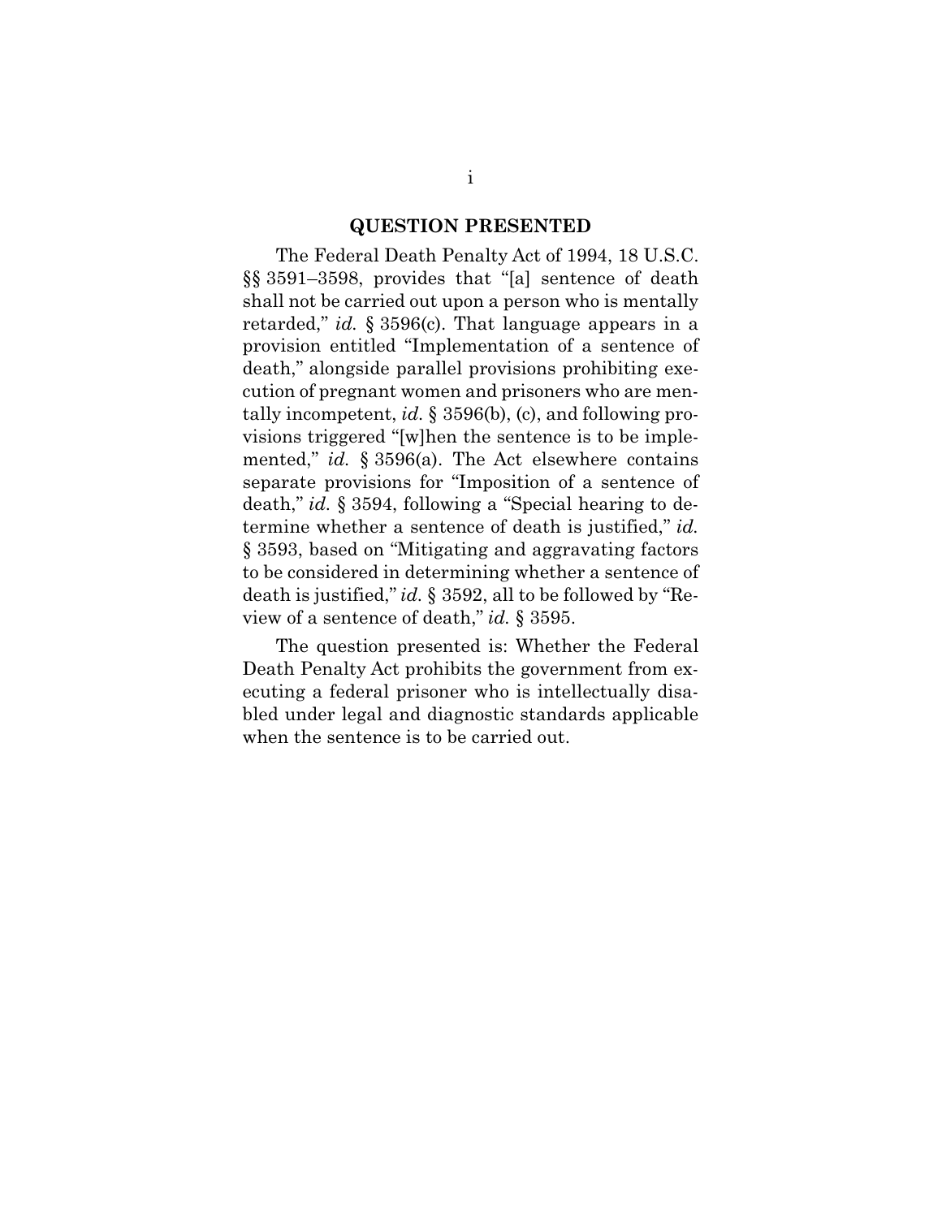## QUESTION PRESENTED

The Federal Death Penalty Act of 1994, 18 U.S.C. §§ 3591–3598, provides that "[a] sentence of death shall not be carried out upon a person who is mentally retarded," *id.* § 3596(c). That language appears in a provision entitled "Implementation of a sentence of death," alongside parallel provisions prohibiting execution of pregnant women and prisoners who are mentally incompetent, *id.* § 3596(b), (c), and following provisions triggered "[w]hen the sentence is to be implemented," *id.* § 3596(a). The Act elsewhere contains separate provisions for "Imposition of a sentence of death," *id.* § 3594, following a "Special hearing to determine whether a sentence of death is justified," *id.* § 3593, based on "Mitigating and aggravating factors to be considered in determining whether a sentence of death is justified," *id.* § 3592, all to be followed by "Review of a sentence of death," *id.* § 3595.

The question presented is: Whether the Federal Death Penalty Act prohibits the government from executing a federal prisoner who is intellectually disabled under legal and diagnostic standards applicable when the sentence is to be carried out.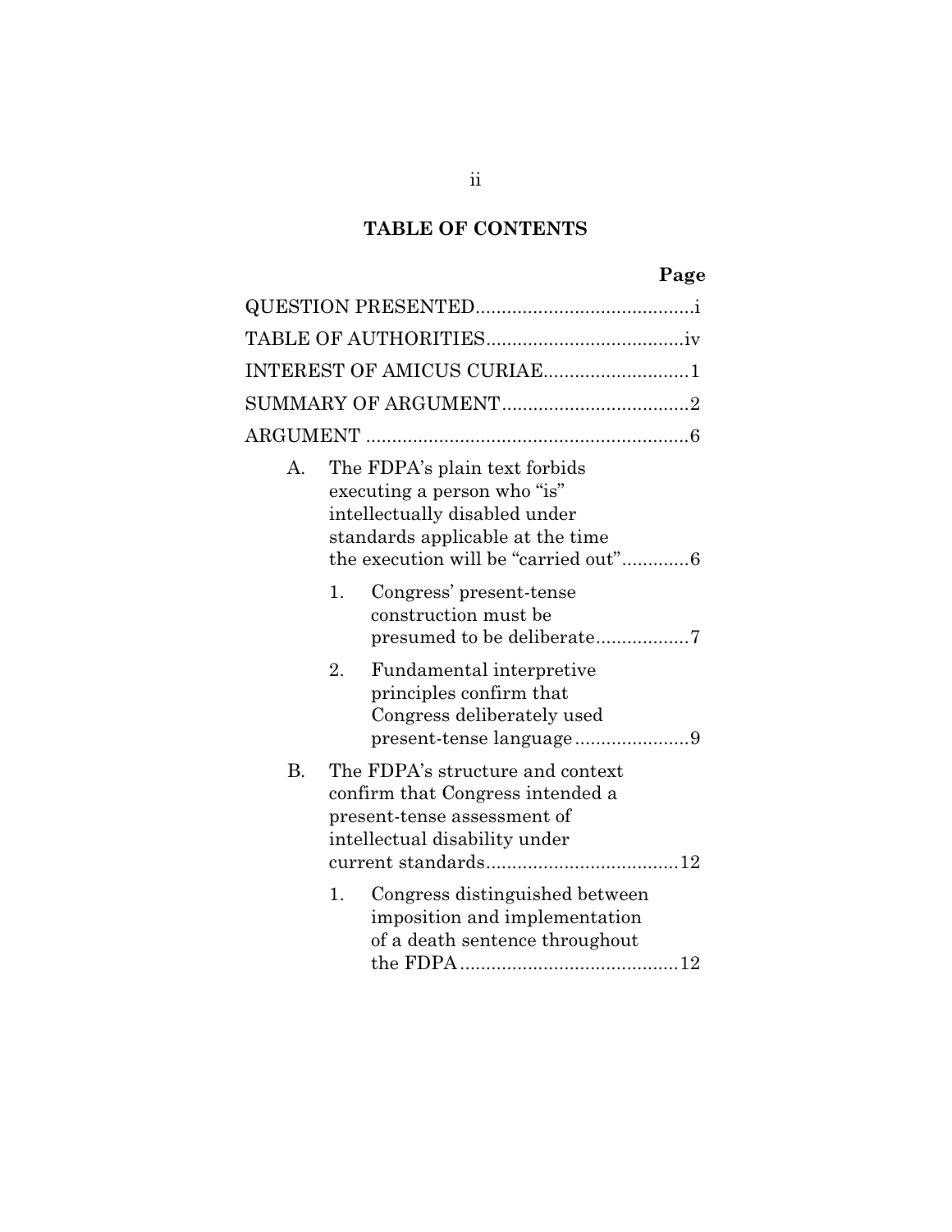## TABLE OF CONTENTS

| | Page |
|---|---|
| QUESTION PRESENTED | i |
| TABLE OF AUTHORITIES | iv |
| INTEREST OF AMICUS CURIAE | 1 |
| SUMMARY OF ARGUMENT | 2 |
| ARGUMENT | 6 |
| A. The FDPA's plain text forbids executing a person who "is" intellectually disabled under standards applicable at the time the execution will be "carried out" | 6 |
| 1. Congress' present-tense construction must be presumed to be deliberate | 7 |
| 2. Fundamental interpretive principles confirm that Congress deliberately used present-tense language | 9 |
| B. The FDPA's structure and context confirm that Congress intended a present-tense assessment of intellectual disability under current standards | 12 |
| 1. Congress distinguished between imposition and implementation of a death sentence throughout the FDPA | 12 |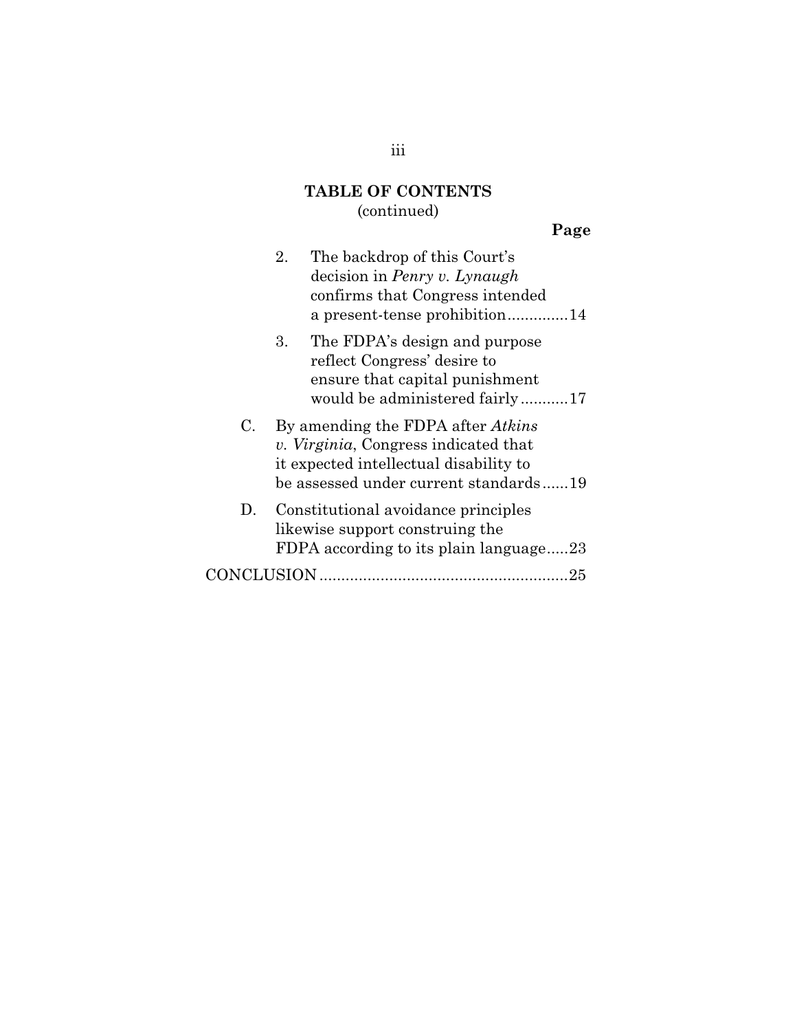**TABLE OF CONTENTS**
(continued)

**Page**

2. The backdrop of this Court's decision in *Penry v. Lynaugh* confirms that Congress intended a present-tense prohibition..............14

3. The FDPA's design and purpose reflect Congress' desire to ensure that capital punishment would be administered fairly...........17

C. By amending the FDPA after *Atkins v. Virginia*, Congress indicated that it expected intellectual disability to be assessed under current standards......19

D. Constitutional avoidance principles likewise support construing the FDPA according to its plain language.....23

CONCLUSION.........................................................25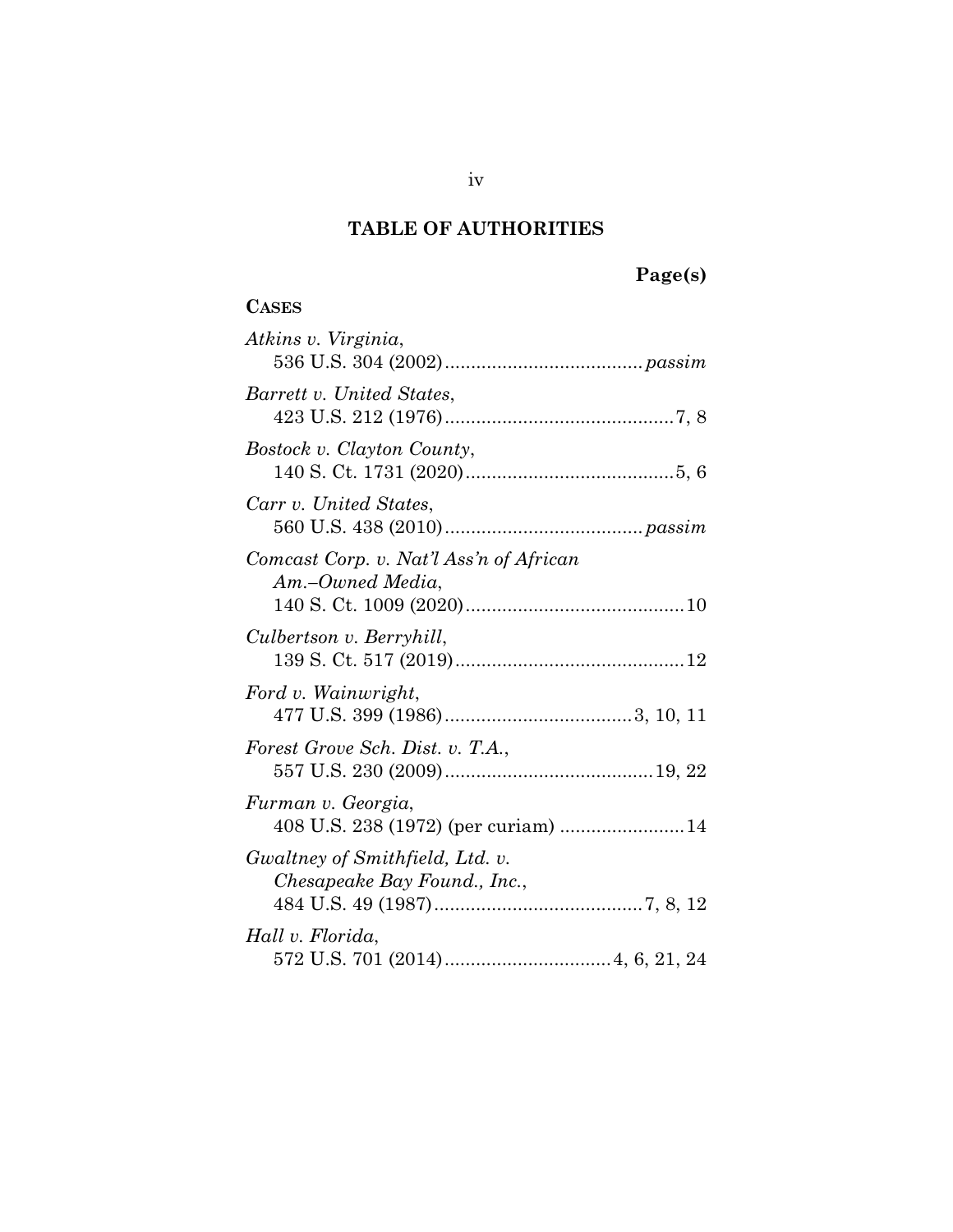## TABLE OF AUTHORITIES

**Page(s)**

**CASES**

*Atkins v. Virginia*, 536 U.S. 304 (2002) ... *passim*

*Barrett v. United States*, 423 U.S. 212 (1976) ... 7, 8

*Bostock v. Clayton County*, 140 S. Ct. 1731 (2020) ... 5, 6

*Carr v. United States*, 560 U.S. 438 (2010) ... *passim*

*Comcast Corp. v. Nat'l Ass'n of African Am.–Owned Media*, 140 S. Ct. 1009 (2020) ... 10

*Culbertson v. Berryhill*, 139 S. Ct. 517 (2019) ... 12

*Ford v. Wainwright*, 477 U.S. 399 (1986) ... 3, 10, 11

*Forest Grove Sch. Dist. v. T.A.*, 557 U.S. 230 (2009) ... 19, 22

*Furman v. Georgia*, 408 U.S. 238 (1972) (per curiam) ... 14

*Gwaltney of Smithfield, Ltd. v. Chesapeake Bay Found., Inc.*, 484 U.S. 49 (1987) ... 7, 8, 12

*Hall v. Florida*, 572 U.S. 701 (2014) ... 4, 6, 21, 24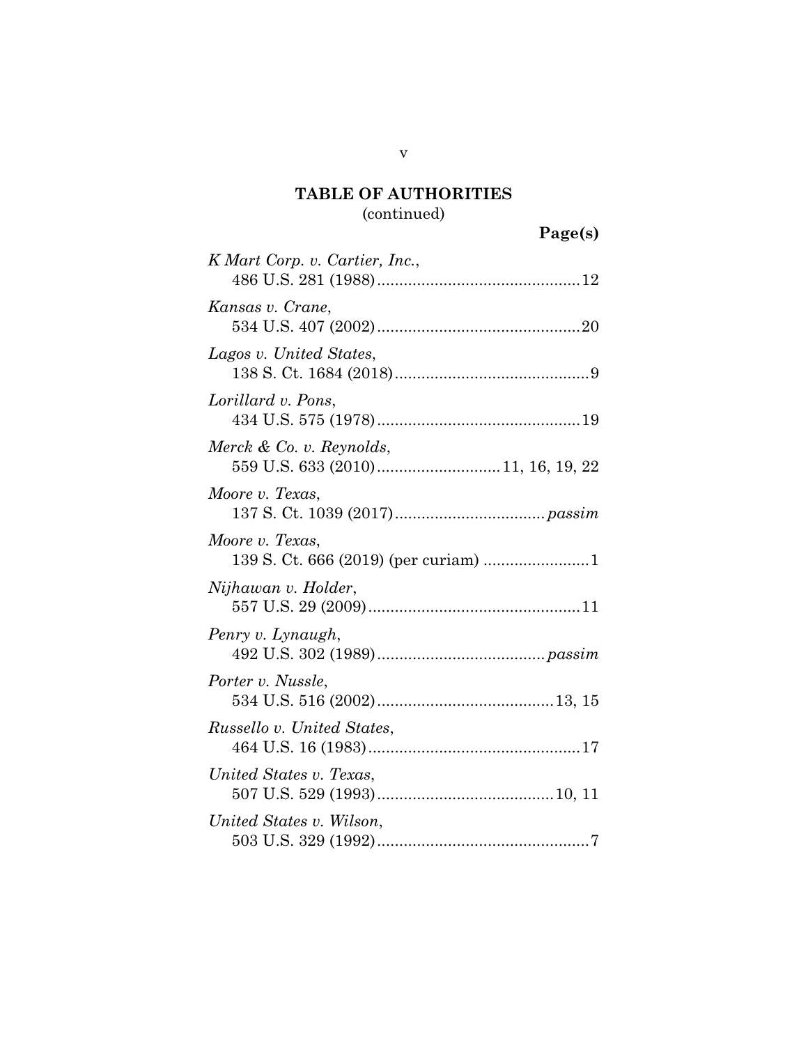## TABLE OF AUTHORITIES
(continued)

**Page(s)**

*K Mart Corp. v. Cartier, Inc.*,
486 U.S. 281 (1988) ............................................. 12

*Kansas v. Crane*,
534 U.S. 407 (2002) ............................................. 20

*Lagos v. United States*,
138 S. Ct. 1684 (2018) ............................................ 9

*Lorillard v. Pons*,
434 U.S. 575 (1978) ............................................. 19

*Merck & Co. v. Reynolds*,
559 U.S. 633 (2010) ........................... 11, 16, 19, 22

*Moore v. Texas*,
137 S. Ct. 1039 (2017) ................................. *passim*

*Moore v. Texas*,
139 S. Ct. 666 (2019) (per curiam) ........................ 1

*Nijhawan v. Holder*,
557 U.S. 29 (2009) ............................................... 11

*Penry v. Lynaugh*,
492 U.S. 302 (1989) ..................................... *passim*

*Porter v. Nussle*,
534 U.S. 516 (2002) ....................................... 13, 15

*Russello v. United States*,
464 U.S. 16 (1983) ............................................... 17

*United States v. Texas*,
507 U.S. 529 (1993) ....................................... 10, 11

*United States v. Wilson*,
503 U.S. 329 (1992) ................................................ 7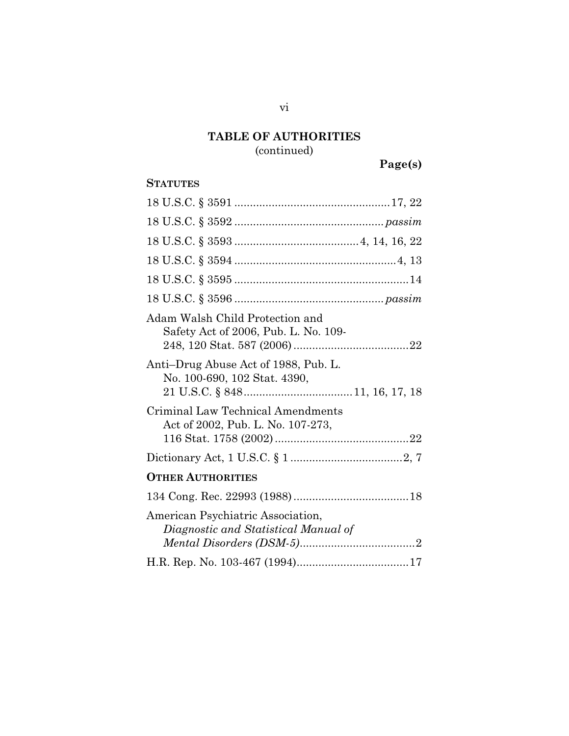# TABLE OF AUTHORITIES
(continued)

**Page(s)**

**STATUTES**

18 U.S.C. § 3591 .................................................17, 22

18 U.S.C. § 3592 ............................................... *passim*

18 U.S.C. § 3593 .......................................4, 14, 16, 22

18 U.S.C. § 3594 ...................................................4, 13

18 U.S.C. § 3595 .......................................................14

18 U.S.C. § 3596 ............................................... *passim*

Adam Walsh Child Protection and Safety Act of 2006, Pub. L. No. 109-248, 120 Stat. 587 (2006) ....................................22

Anti–Drug Abuse Act of 1988, Pub. L. No. 100-690, 102 Stat. 4390, 21 U.S.C. § 848 ..................................11, 16, 17, 18

Criminal Law Technical Amendments Act of 2002, Pub. L. No. 107-273, 116 Stat. 1758 (2002) ...........................................22

Dictionary Act, 1 U.S.C. § 1 ...................................2, 7

**OTHER AUTHORITIES**

134 Cong. Rec. 22993 (1988) ....................................18

American Psychiatric Association, *Diagnostic and Statistical Manual of Mental Disorders (DSM-5)*....................................2

H.R. Rep. No. 103-467 (1994)...................................17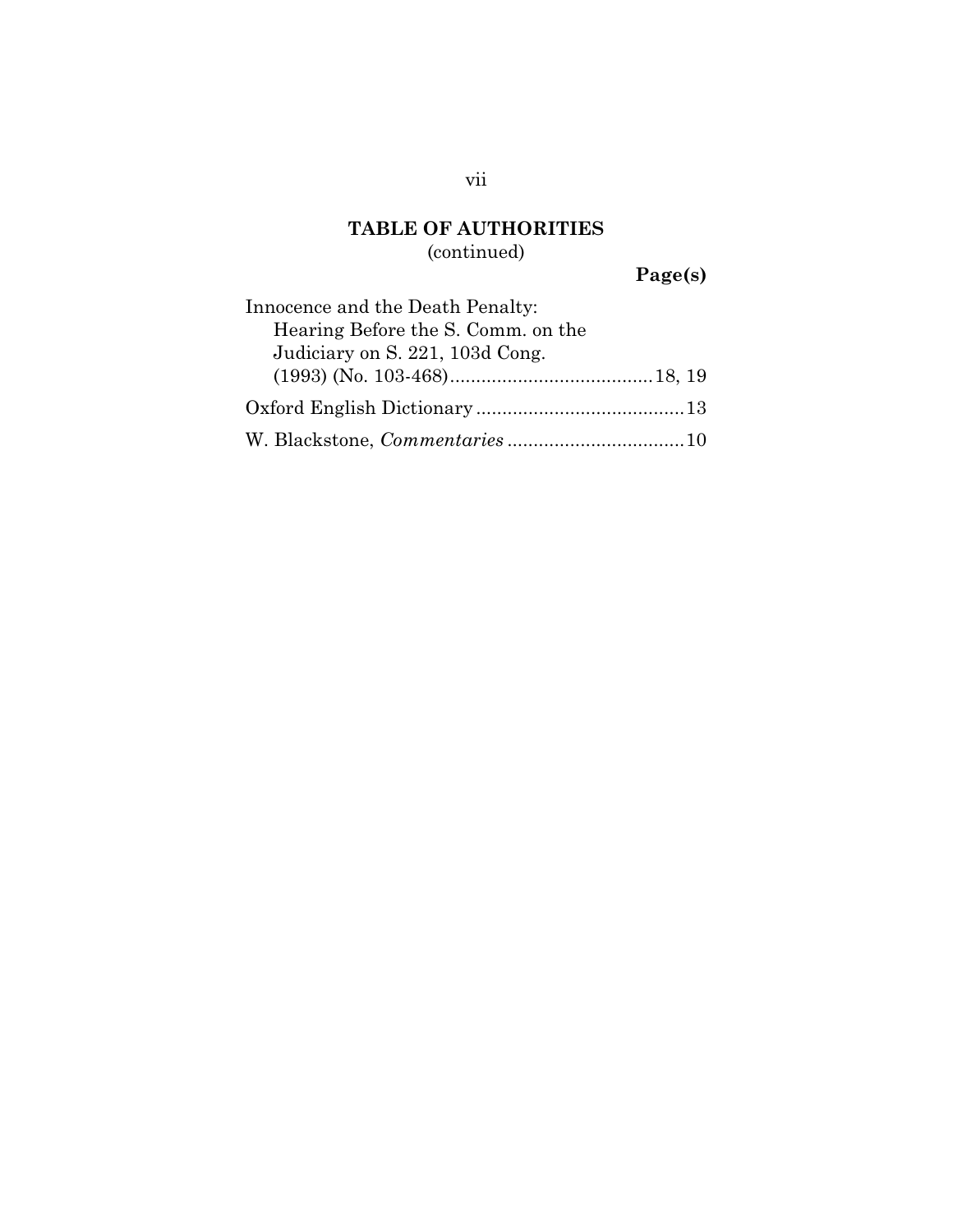## TABLE OF AUTHORITIES
(continued)

**Page(s)**

Innocence and the Death Penalty: Hearing Before the S. Comm. on the Judiciary on S. 221, 103d Cong. (1993) (No. 103-468) ....................................... 18, 19

Oxford English Dictionary ........................................ 13

W. Blackstone, *Commentaries* .................................. 10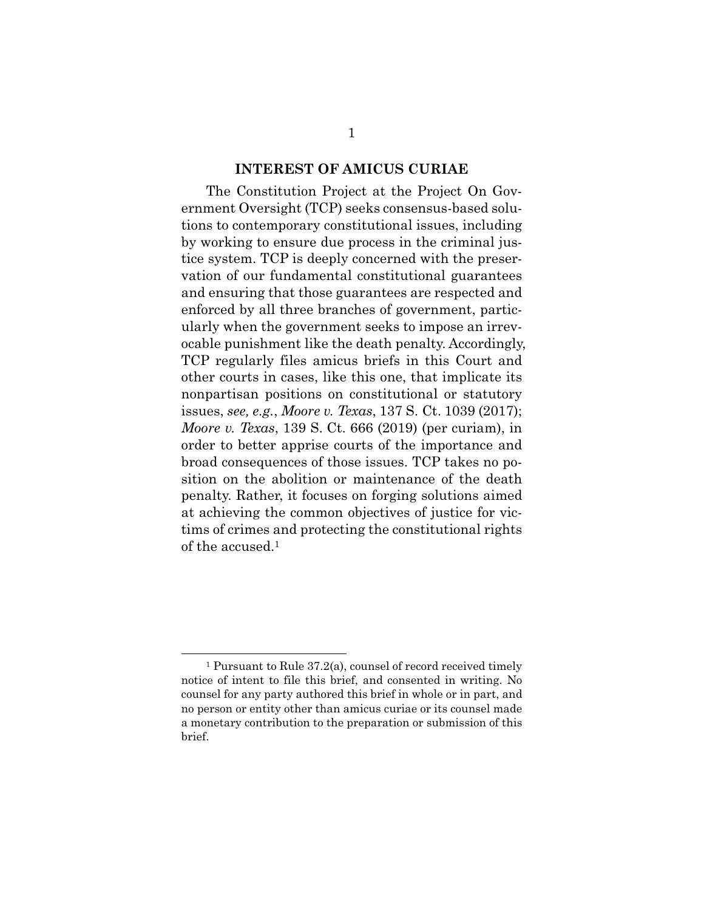## INTEREST OF AMICUS CURIAE

The Constitution Project at the Project On Government Oversight (TCP) seeks consensus-based solutions to contemporary constitutional issues, including by working to ensure due process in the criminal justice system. TCP is deeply concerned with the preservation of our fundamental constitutional guarantees and ensuring that those guarantees are respected and enforced by all three branches of government, particularly when the government seeks to impose an irrevocable punishment like the death penalty. Accordingly, TCP regularly files amicus briefs in this Court and other courts in cases, like this one, that implicate its nonpartisan positions on constitutional or statutory issues, *see, e.g.*, *Moore v. Texas*, 137 S. Ct. 1039 (2017); *Moore v. Texas*, 139 S. Ct. 666 (2019) (per curiam), in order to better apprise courts of the importance and broad consequences of those issues. TCP takes no position on the abolition or maintenance of the death penalty. Rather, it focuses on forging solutions aimed at achieving the common objectives of justice for victims of crimes and protecting the constitutional rights of the accused.[1]

---

[1] Pursuant to Rule 37.2(a), counsel of record received timely notice of intent to file this brief, and consented in writing. No counsel for any party authored this brief in whole or in part, and no person or entity other than amicus curiae or its counsel made a monetary contribution to the preparation or submission of this brief.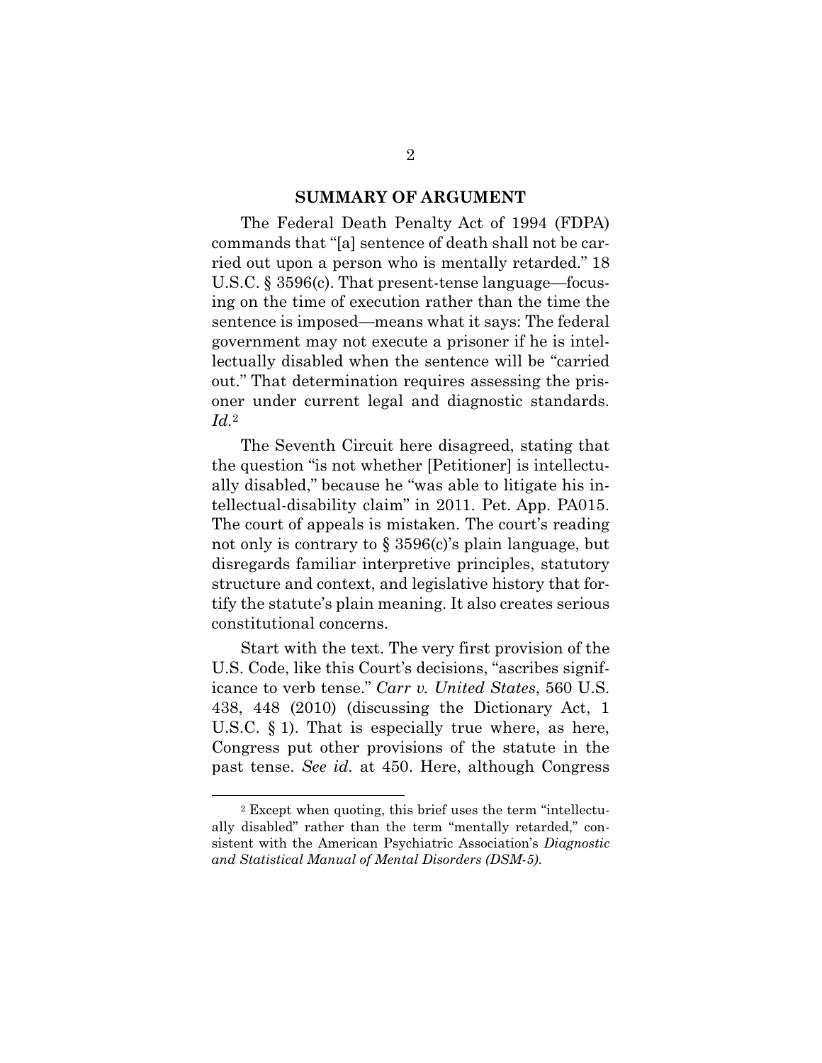## SUMMARY OF ARGUMENT

The Federal Death Penalty Act of 1994 (FDPA) commands that "[a] sentence of death shall not be carried out upon a person who is mentally retarded." 18 U.S.C. § 3596(c). That present-tense language—focusing on the time of execution rather than the time the sentence is imposed—means what it says: The federal government may not execute a prisoner if he is intellectually disabled when the sentence will be "carried out." That determination requires assessing the prisoner under current legal and diagnostic standards. *Id.*[2]

The Seventh Circuit here disagreed, stating that the question "is not whether [Petitioner] is intellectually disabled," because he "was able to litigate his intellectual-disability claim" in 2011. Pet. App. PA015. The court of appeals is mistaken. The court's reading not only is contrary to § 3596(c)'s plain language, but disregards familiar interpretive principles, statutory structure and context, and legislative history that fortify the statute's plain meaning. It also creates serious constitutional concerns.

Start with the text. The very first provision of the U.S. Code, like this Court's decisions, "ascribes significance to verb tense." *Carr v. United States*, 560 U.S. 438, 448 (2010) (discussing the Dictionary Act, 1 U.S.C. § 1). That is especially true where, as here, Congress put other provisions of the statute in the past tense. *See id.* at 450. Here, although Congress

---

[2] Except when quoting, this brief uses the term "intellectually disabled" rather than the term "mentally retarded," consistent with the American Psychiatric Association's *Diagnostic and Statistical Manual of Mental Disorders (DSM-5).*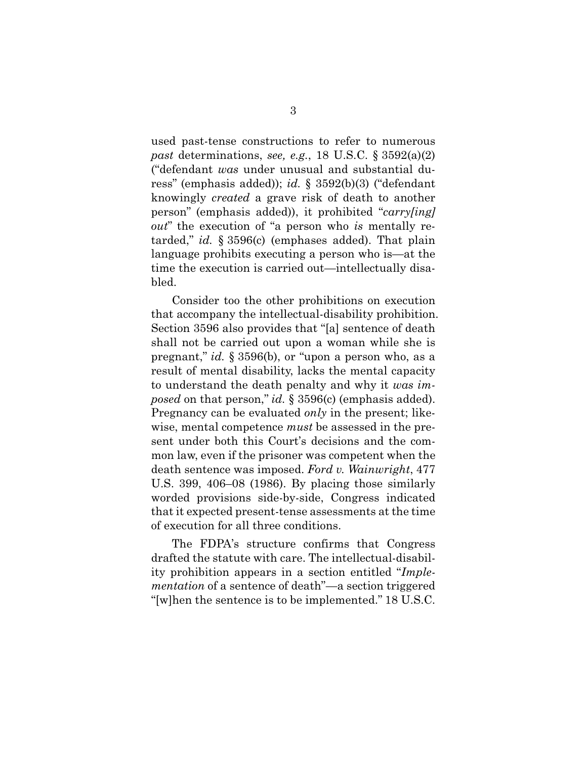used past-tense constructions to refer to numerous *past* determinations, *see, e.g.*, 18 U.S.C. § 3592(a)(2) ("defendant *was* under unusual and substantial duress" (emphasis added)); *id.* § 3592(b)(3) ("defendant knowingly *created* a grave risk of death to another person" (emphasis added)), it prohibited "*carry[ing] out*" the execution of "a person who *is* mentally retarded," *id.* § 3596(c) (emphases added). That plain language prohibits executing a person who is—at the time the execution is carried out—intellectually disabled.

Consider too the other prohibitions on execution that accompany the intellectual-disability prohibition. Section 3596 also provides that "[a] sentence of death shall not be carried out upon a woman while she is pregnant," *id.* § 3596(b), or "upon a person who, as a result of mental disability, lacks the mental capacity to understand the death penalty and why it *was imposed* on that person," *id.* § 3596(c) (emphasis added). Pregnancy can be evaluated *only* in the present; likewise, mental competence *must* be assessed in the present under both this Court's decisions and the common law, even if the prisoner was competent when the death sentence was imposed. *Ford v. Wainwright*, 477 U.S. 399, 406–08 (1986). By placing those similarly worded provisions side-by-side, Congress indicated that it expected present-tense assessments at the time of execution for all three conditions.

The FDPA's structure confirms that Congress drafted the statute with care. The intellectual-disability prohibition appears in a section entitled "*Implementation* of a sentence of death"—a section triggered "[w]hen the sentence is to be implemented." 18 U.S.C.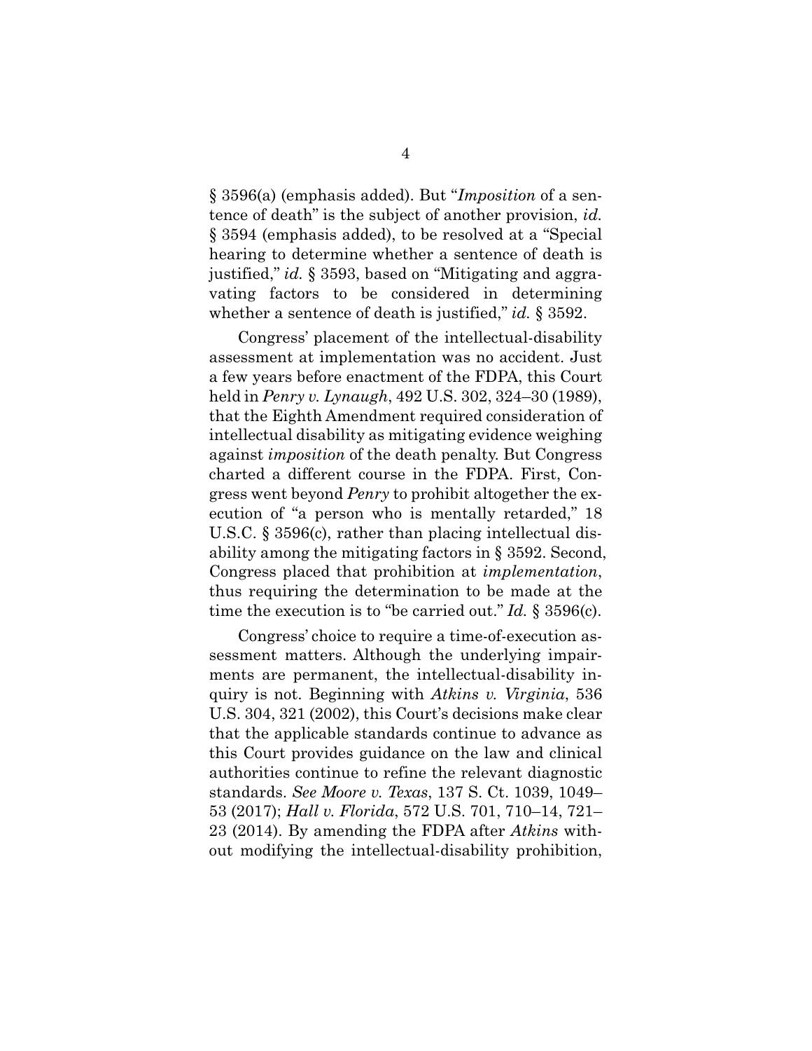§ 3596(a) (emphasis added). But "*Imposition* of a sentence of death" is the subject of another provision, *id.* § 3594 (emphasis added), to be resolved at a "Special hearing to determine whether a sentence of death is justified," *id.* § 3593, based on "Mitigating and aggravating factors to be considered in determining whether a sentence of death is justified," *id.* § 3592.

Congress' placement of the intellectual-disability assessment at implementation was no accident. Just a few years before enactment of the FDPA, this Court held in *Penry v. Lynaugh*, 492 U.S. 302, 324–30 (1989), that the Eighth Amendment required consideration of intellectual disability as mitigating evidence weighing against *imposition* of the death penalty. But Congress charted a different course in the FDPA. First, Congress went beyond *Penry* to prohibit altogether the execution of "a person who is mentally retarded," 18 U.S.C. § 3596(c), rather than placing intellectual disability among the mitigating factors in § 3592. Second, Congress placed that prohibition at *implementation*, thus requiring the determination to be made at the time the execution is to "be carried out." *Id.* § 3596(c).

Congress' choice to require a time-of-execution assessment matters. Although the underlying impairments are permanent, the intellectual-disability inquiry is not. Beginning with *Atkins v. Virginia*, 536 U.S. 304, 321 (2002), this Court's decisions make clear that the applicable standards continue to advance as this Court provides guidance on the law and clinical authorities continue to refine the relevant diagnostic standards. *See Moore v. Texas*, 137 S. Ct. 1039, 1049–53 (2017); *Hall v. Florida*, 572 U.S. 701, 710–14, 721–23 (2014). By amending the FDPA after *Atkins* without modifying the intellectual-disability prohibition,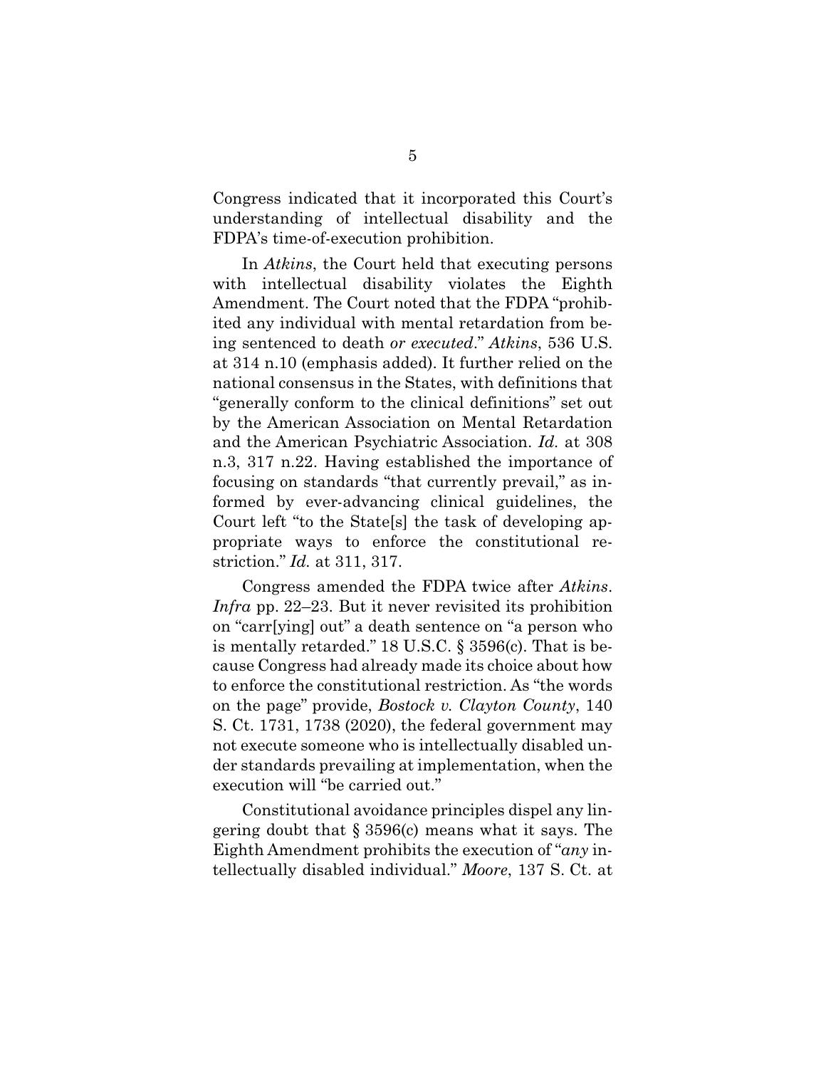Congress indicated that it incorporated this Court's understanding of intellectual disability and the FDPA's time-of-execution prohibition.

In *Atkins*, the Court held that executing persons with intellectual disability violates the Eighth Amendment. The Court noted that the FDPA "prohibited any individual with mental retardation from being sentenced to death *or executed*." *Atkins*, 536 U.S. at 314 n.10 (emphasis added). It further relied on the national consensus in the States, with definitions that "generally conform to the clinical definitions" set out by the American Association on Mental Retardation and the American Psychiatric Association. *Id.* at 308 n.3, 317 n.22. Having established the importance of focusing on standards "that currently prevail," as informed by ever-advancing clinical guidelines, the Court left "to the State[s] the task of developing appropriate ways to enforce the constitutional restriction." *Id.* at 311, 317.

Congress amended the FDPA twice after *Atkins*. *Infra* pp. 22–23. But it never revisited its prohibition on "carr[ying] out" a death sentence on "a person who is mentally retarded." 18 U.S.C. § 3596(c). That is because Congress had already made its choice about how to enforce the constitutional restriction. As "the words on the page" provide, *Bostock v. Clayton County*, 140 S. Ct. 1731, 1738 (2020), the federal government may not execute someone who is intellectually disabled under standards prevailing at implementation, when the execution will "be carried out."

Constitutional avoidance principles dispel any lingering doubt that § 3596(c) means what it says. The Eighth Amendment prohibits the execution of "*any* intellectually disabled individual." *Moore*, 137 S. Ct. at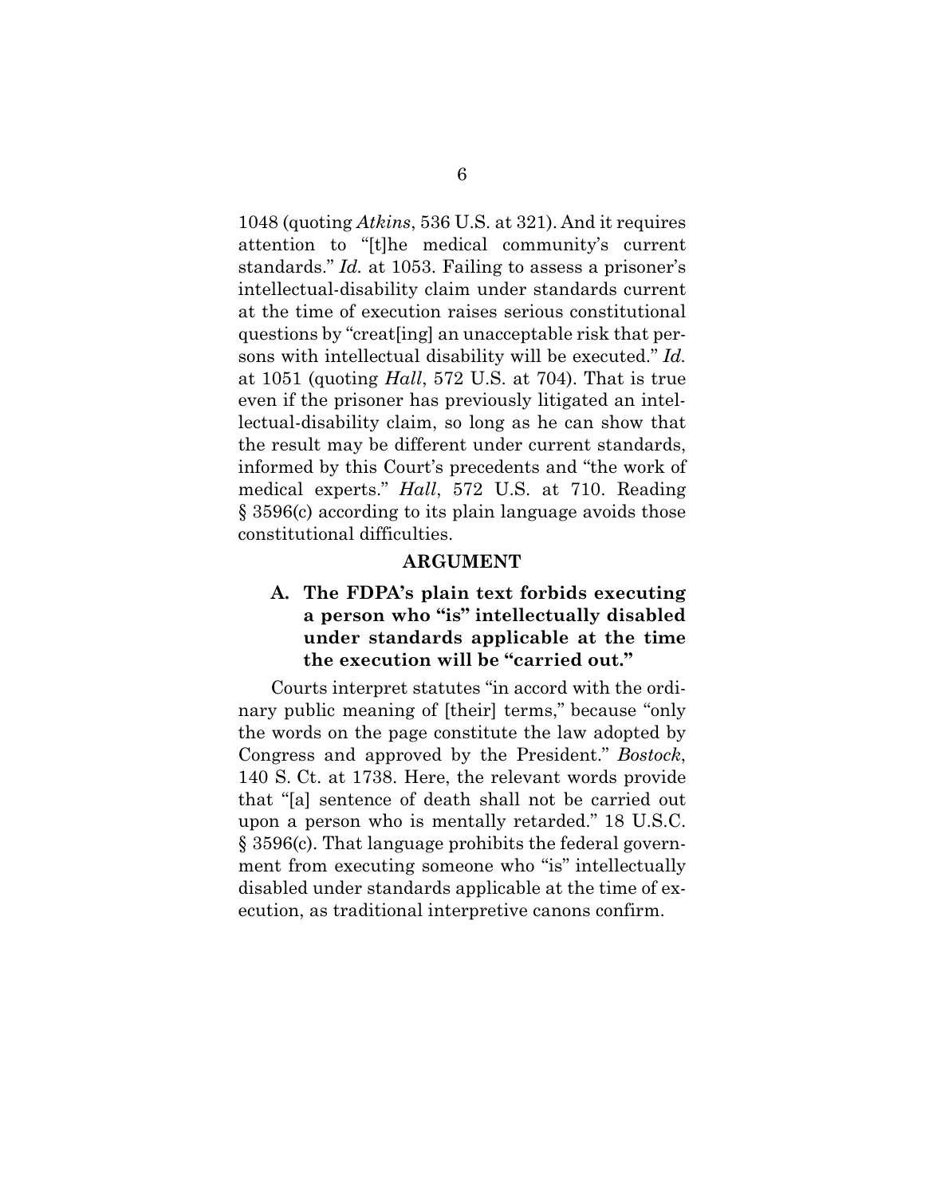1048 (quoting *Atkins*, 536 U.S. at 321). And it requires attention to "[t]he medical community's current standards." *Id.* at 1053. Failing to assess a prisoner's intellectual-disability claim under standards current at the time of execution raises serious constitutional questions by "creat[ing] an unacceptable risk that persons with intellectual disability will be executed." *Id.* at 1051 (quoting *Hall*, 572 U.S. at 704). That is true even if the prisoner has previously litigated an intellectual-disability claim, so long as he can show that the result may be different under current standards, informed by this Court's precedents and "the work of medical experts." *Hall*, 572 U.S. at 710. Reading § 3596(c) according to its plain language avoids those constitutional difficulties.

## ARGUMENT

### A. The FDPA's plain text forbids executing a person who "is" intellectually disabled under standards applicable at the time the execution will be "carried out."

Courts interpret statutes "in accord with the ordinary public meaning of [their] terms," because "only the words on the page constitute the law adopted by Congress and approved by the President." *Bostock*, 140 S. Ct. at 1738. Here, the relevant words provide that "[a] sentence of death shall not be carried out upon a person who is mentally retarded." 18 U.S.C. § 3596(c). That language prohibits the federal government from executing someone who "is" intellectually disabled under standards applicable at the time of execution, as traditional interpretive canons confirm.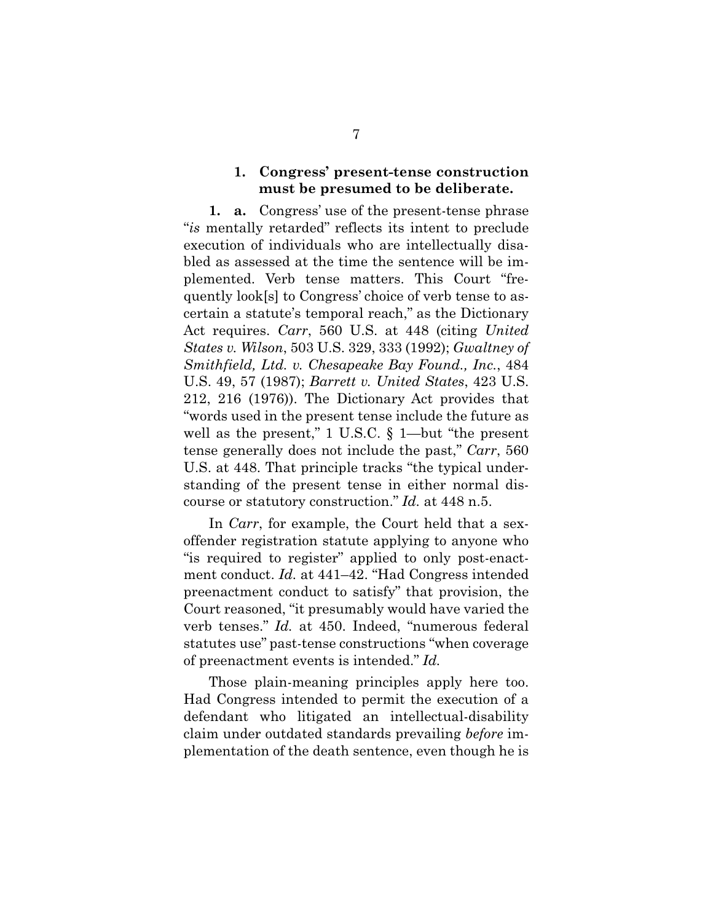### 1. Congress' present-tense construction must be presumed to be deliberate.

**1. a.** Congress' use of the present-tense phrase "*is* mentally retarded" reflects its intent to preclude execution of individuals who are intellectually disabled as assessed at the time the sentence will be implemented. Verb tense matters. This Court "frequently look[s] to Congress' choice of verb tense to ascertain a statute's temporal reach," as the Dictionary Act requires. *Carr*, 560 U.S. at 448 (citing *United States v. Wilson*, 503 U.S. 329, 333 (1992); *Gwaltney of Smithfield, Ltd. v. Chesapeake Bay Found., Inc.*, 484 U.S. 49, 57 (1987); *Barrett v. United States*, 423 U.S. 212, 216 (1976)). The Dictionary Act provides that "words used in the present tense include the future as well as the present," 1 U.S.C. § 1—but "the present tense generally does not include the past," *Carr*, 560 U.S. at 448. That principle tracks "the typical understanding of the present tense in either normal discourse or statutory construction." *Id.* at 448 n.5.

In *Carr*, for example, the Court held that a sex-offender registration statute applying to anyone who "is required to register" applied to only post-enactment conduct. *Id.* at 441–42. "Had Congress intended preenactment conduct to satisfy" that provision, the Court reasoned, "it presumably would have varied the verb tenses." *Id.* at 450. Indeed, "numerous federal statutes use" past-tense constructions "when coverage of preenactment events is intended." *Id.*

Those plain-meaning principles apply here too. Had Congress intended to permit the execution of a defendant who litigated an intellectual-disability claim under outdated standards prevailing *before* implementation of the death sentence, even though he is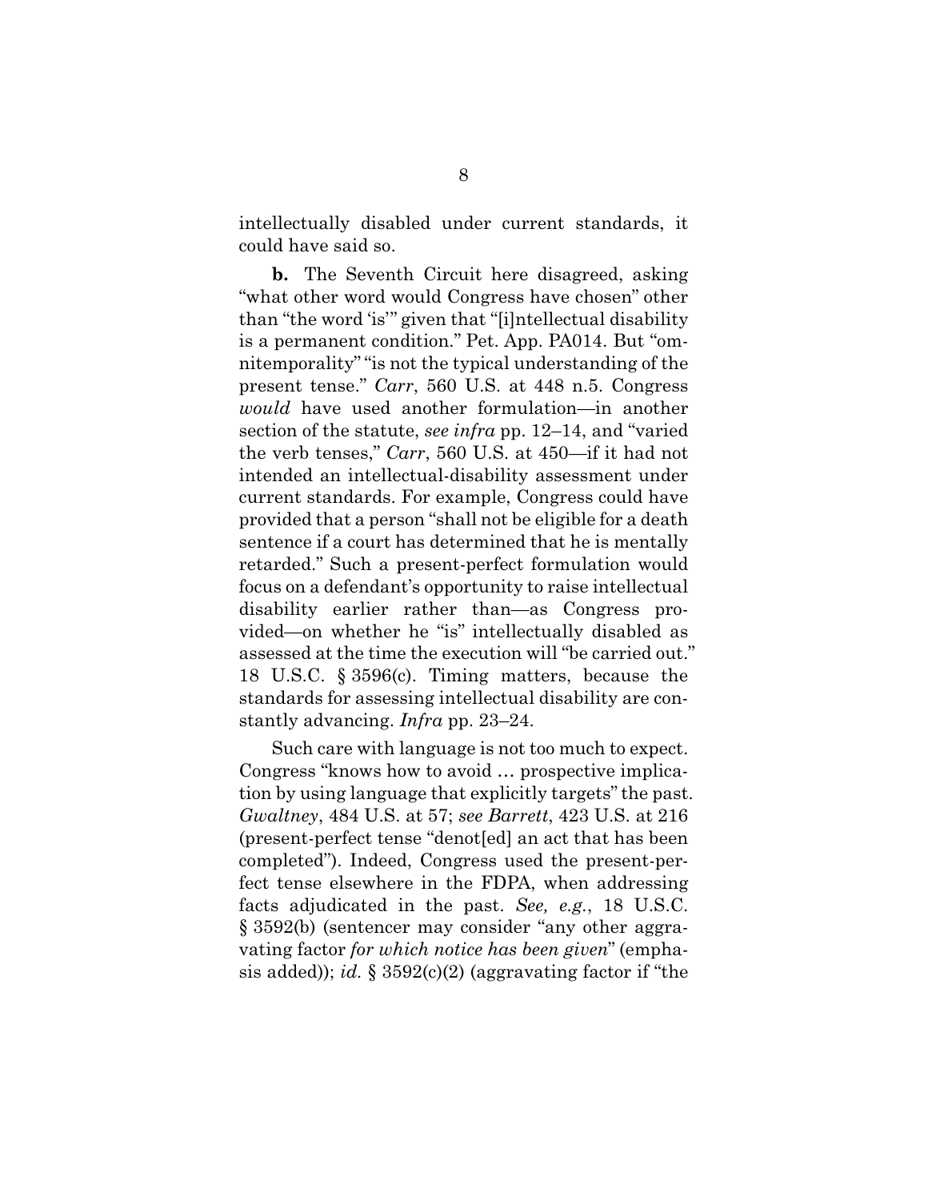intellectually disabled under current standards, it could have said so.

**b.** The Seventh Circuit here disagreed, asking "what other word would Congress have chosen" other than "the word 'is'" given that "[i]ntellectual disability is a permanent condition." Pet. App. PA014. But "omnitemporality" "is not the typical understanding of the present tense." *Carr*, 560 U.S. at 448 n.5. Congress *would* have used another formulation—in another section of the statute, *see infra* pp. 12–14, and "varied the verb tenses," *Carr*, 560 U.S. at 450—if it had not intended an intellectual-disability assessment under current standards. For example, Congress could have provided that a person "shall not be eligible for a death sentence if a court has determined that he is mentally retarded." Such a present-perfect formulation would focus on a defendant's opportunity to raise intellectual disability earlier rather than—as Congress provided—on whether he "is" intellectually disabled as assessed at the time the execution will "be carried out." 18 U.S.C. § 3596(c). Timing matters, because the standards for assessing intellectual disability are constantly advancing. *Infra* pp. 23–24.

Such care with language is not too much to expect. Congress "knows how to avoid … prospective implication by using language that explicitly targets" the past. *Gwaltney*, 484 U.S. at 57; *see Barrett*, 423 U.S. at 216 (present-perfect tense "denot[ed] an act that has been completed"). Indeed, Congress used the present-perfect tense elsewhere in the FDPA, when addressing facts adjudicated in the past. *See, e.g.*, 18 U.S.C. § 3592(b) (sentencer may consider "any other aggravating factor *for which notice has been given*" (emphasis added)); *id.* § 3592(c)(2) (aggravating factor if "the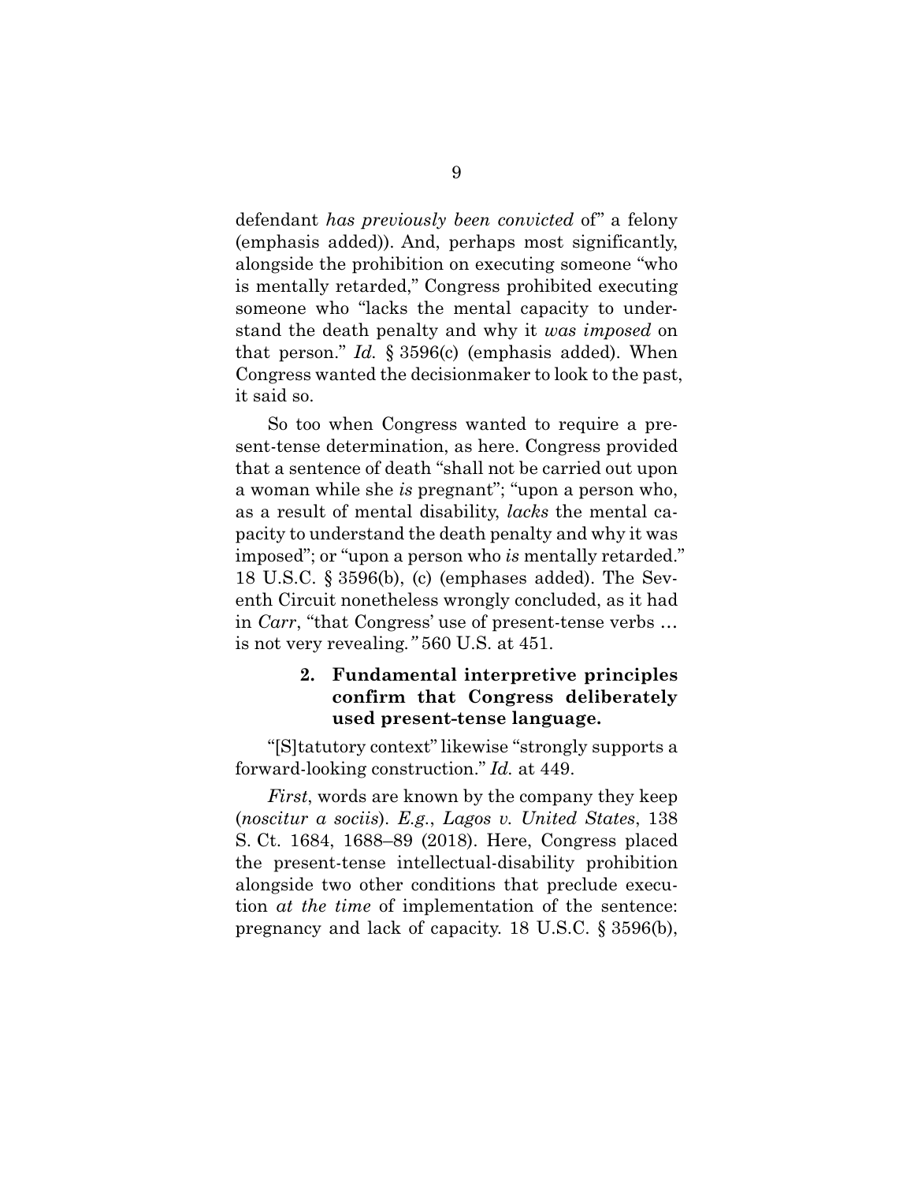defendant *has previously been convicted* of" a felony (emphasis added)). And, perhaps most significantly, alongside the prohibition on executing someone "who is mentally retarded," Congress prohibited executing someone who "lacks the mental capacity to understand the death penalty and why it *was imposed* on that person." *Id.* § 3596(c) (emphasis added). When Congress wanted the decisionmaker to look to the past, it said so.

So too when Congress wanted to require a present-tense determination, as here. Congress provided that a sentence of death "shall not be carried out upon a woman while she *is* pregnant"; "upon a person who, as a result of mental disability, *lacks* the mental capacity to understand the death penalty and why it was imposed"; or "upon a person who *is* mentally retarded." 18 U.S.C. § 3596(b), (c) (emphases added). The Seventh Circuit nonetheless wrongly concluded, as it had in *Carr*, "that Congress' use of present-tense verbs … is not very revealing*.*" 560 U.S. at 451.

### 2. Fundamental interpretive principles confirm that Congress deliberately used present-tense language.

"[S]tatutory context" likewise "strongly supports a forward-looking construction." *Id.* at 449.

*First*, words are known by the company they keep (*noscitur a sociis*). *E.g.*, *Lagos v. United States*, 138 S. Ct. 1684, 1688–89 (2018). Here, Congress placed the present-tense intellectual-disability prohibition alongside two other conditions that preclude execution *at the time* of implementation of the sentence: pregnancy and lack of capacity. 18 U.S.C. § 3596(b),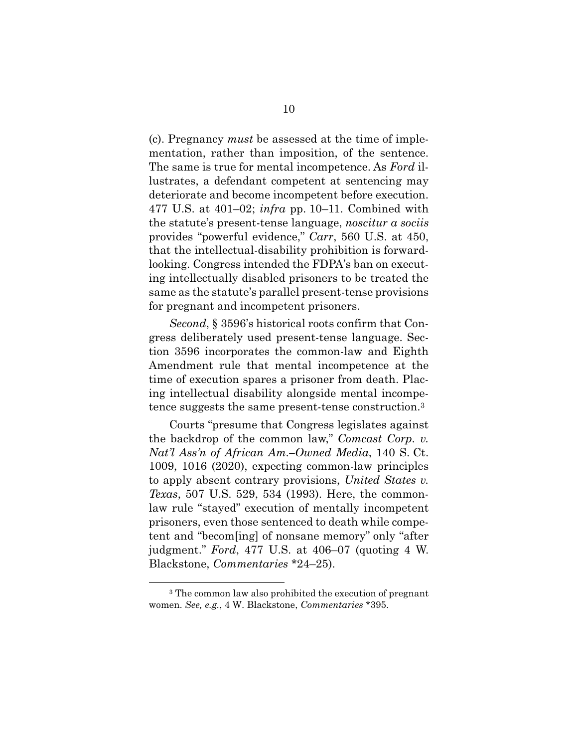(c). Pregnancy *must* be assessed at the time of implementation, rather than imposition, of the sentence. The same is true for mental incompetence. As *Ford* illustrates, a defendant competent at sentencing may deteriorate and become incompetent before execution. 477 U.S. at 401–02; *infra* pp. 10–11. Combined with the statute's present-tense language, *noscitur a sociis* provides "powerful evidence," *Carr*, 560 U.S. at 450, that the intellectual-disability prohibition is forward-looking. Congress intended the FDPA's ban on executing intellectually disabled prisoners to be treated the same as the statute's parallel present-tense provisions for pregnant and incompetent prisoners.

*Second*, § 3596's historical roots confirm that Congress deliberately used present-tense language. Section 3596 incorporates the common-law and Eighth Amendment rule that mental incompetence at the time of execution spares a prisoner from death. Placing intellectual disability alongside mental incompetence suggests the same present-tense construction.[3]

Courts "presume that Congress legislates against the backdrop of the common law," *Comcast Corp. v. Nat'l Ass'n of African Am.–Owned Media*, 140 S. Ct. 1009, 1016 (2020), expecting common-law principles to apply absent contrary provisions, *United States v. Texas*, 507 U.S. 529, 534 (1993). Here, the common-law rule "stayed" execution of mentally incompetent prisoners, even those sentenced to death while competent and "becom[ing] of nonsane memory" only "after judgment." *Ford*, 477 U.S. at 406–07 (quoting 4 W. Blackstone, *Commentaries* *24–25).

[3] The common law also prohibited the execution of pregnant women. *See, e.g.*, 4 W. Blackstone, *Commentaries* *395.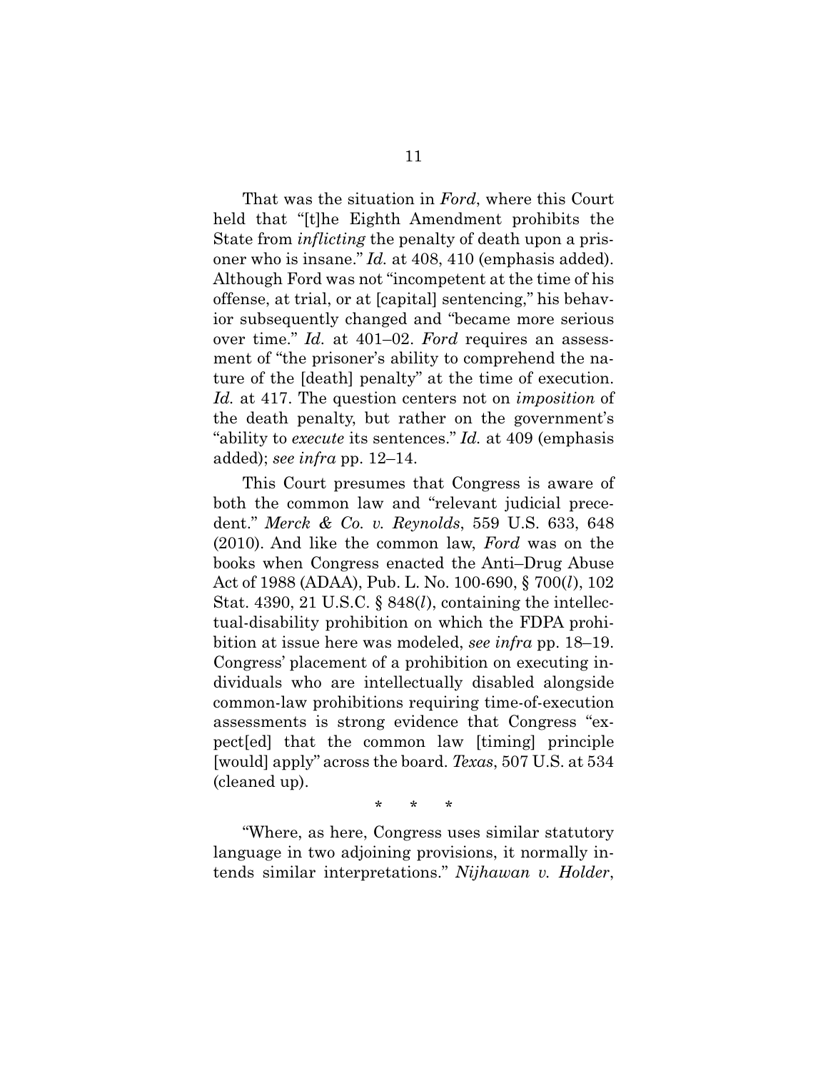That was the situation in *Ford*, where this Court held that "[t]he Eighth Amendment prohibits the State from *inflicting* the penalty of death upon a prisoner who is insane." *Id.* at 408, 410 (emphasis added). Although Ford was not "incompetent at the time of his offense, at trial, or at [capital] sentencing," his behavior subsequently changed and "became more serious over time." *Id.* at 401–02. *Ford* requires an assessment of "the prisoner's ability to comprehend the nature of the [death] penalty" at the time of execution. *Id.* at 417. The question centers not on *imposition* of the death penalty, but rather on the government's "ability to *execute* its sentences." *Id.* at 409 (emphasis added); *see infra* pp. 12–14.

This Court presumes that Congress is aware of both the common law and "relevant judicial precedent." *Merck & Co. v. Reynolds*, 559 U.S. 633, 648 (2010). And like the common law, *Ford* was on the books when Congress enacted the Anti–Drug Abuse Act of 1988 (ADAA), Pub. L. No. 100-690, § 700(*l*), 102 Stat. 4390, 21 U.S.C. § 848(*l*), containing the intellectual-disability prohibition on which the FDPA prohibition at issue here was modeled, *see infra* pp. 18–19. Congress' placement of a prohibition on executing individuals who are intellectually disabled alongside common-law prohibitions requiring time-of-execution assessments is strong evidence that Congress "expect[ed] that the common law [timing] principle [would] apply" across the board. *Texas*, 507 U.S. at 534 (cleaned up).

\* \* \*

"Where, as here, Congress uses similar statutory language in two adjoining provisions, it normally intends similar interpretations." *Nijhawan v. Holder*,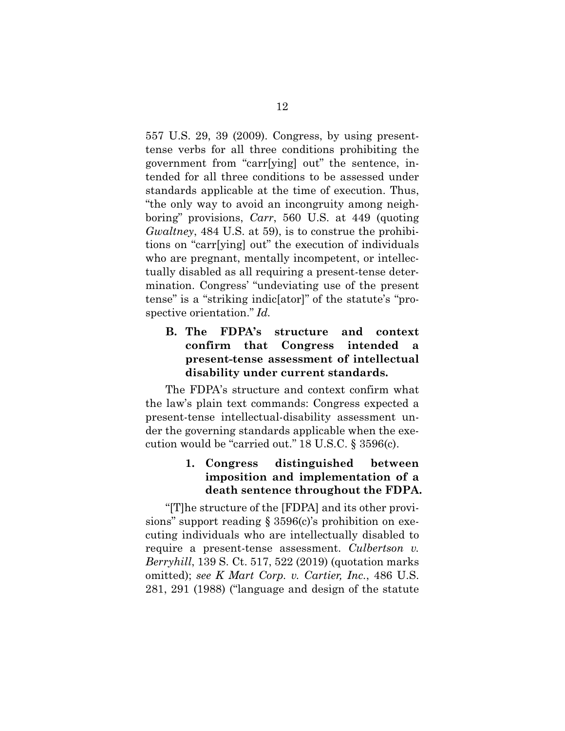557 U.S. 29, 39 (2009). Congress, by using present-tense verbs for all three conditions prohibiting the government from "carr[ying] out" the sentence, intended for all three conditions to be assessed under standards applicable at the time of execution. Thus, "the only way to avoid an incongruity among neighboring" provisions, *Carr*, 560 U.S. at 449 (quoting *Gwaltney*, 484 U.S. at 59), is to construe the prohibitions on "carr[ying] out" the execution of individuals who are pregnant, mentally incompetent, or intellectually disabled as all requiring a present-tense determination. Congress' "undeviating use of the present tense" is a "striking indic[ator]" of the statute's "prospective orientation." *Id.*

### B. The FDPA's structure and context confirm that Congress intended a present-tense assessment of intellectual disability under current standards.

The FDPA's structure and context confirm what the law's plain text commands: Congress expected a present-tense intellectual-disability assessment under the governing standards applicable when the execution would be "carried out." 18 U.S.C. § 3596(c).

#### 1. Congress distinguished between imposition and implementation of a death sentence throughout the FDPA.

"[T]he structure of the [FDPA] and its other provisions" support reading § 3596(c)'s prohibition on executing individuals who are intellectually disabled to require a present-tense assessment. *Culbertson v. Berryhill*, 139 S. Ct. 517, 522 (2019) (quotation marks omitted); *see K Mart Corp. v. Cartier, Inc.*, 486 U.S. 281, 291 (1988) ("language and design of the statute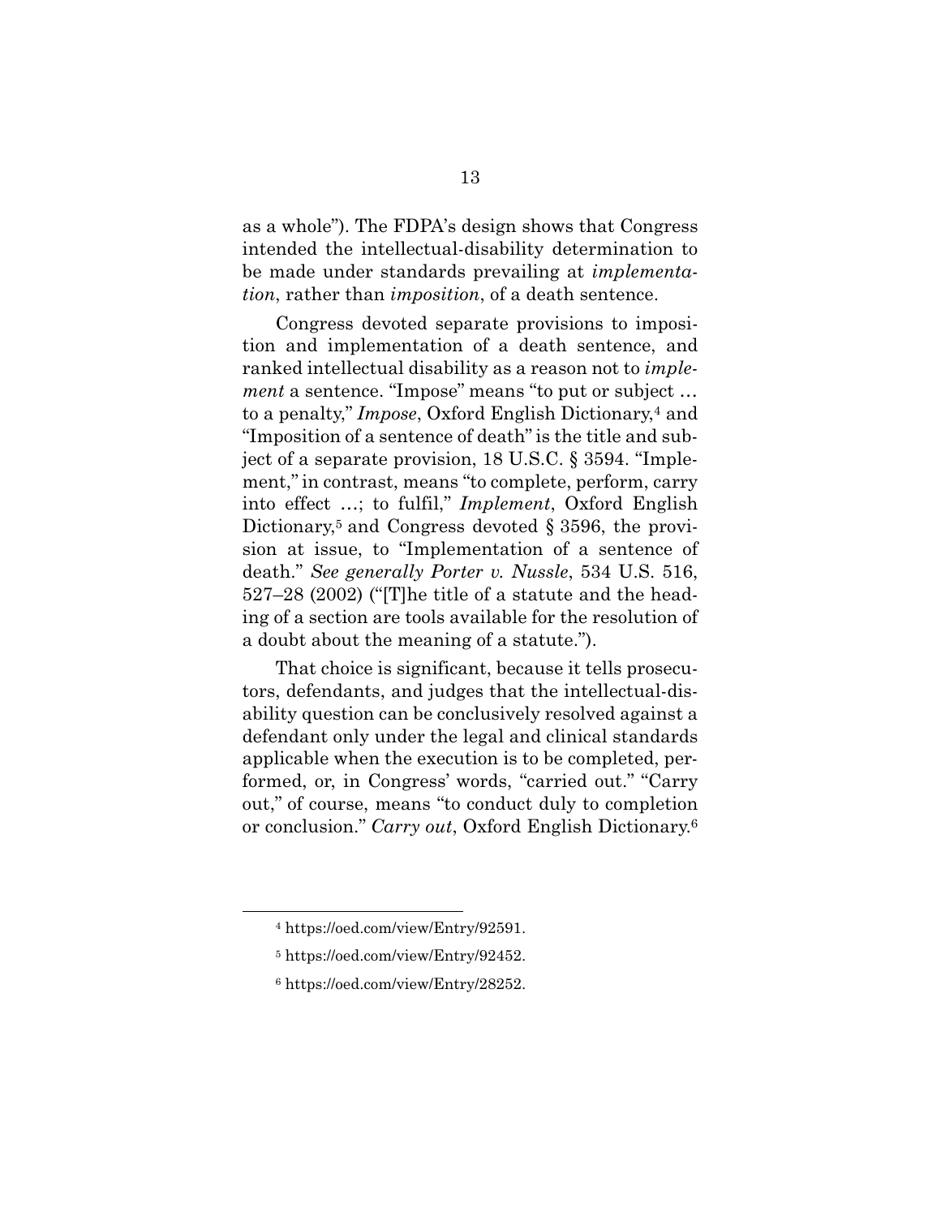as a whole"). The FDPA's design shows that Congress intended the intellectual-disability determination to be made under standards prevailing at *implementation*, rather than *imposition*, of a death sentence.

Congress devoted separate provisions to imposition and implementation of a death sentence, and ranked intellectual disability as a reason not to *implement* a sentence. "Impose" means "to put or subject … to a penalty," *Impose*, Oxford English Dictionary,[4] and "Imposition of a sentence of death" is the title and subject of a separate provision, 18 U.S.C. § 3594. "Implement," in contrast, means "to complete, perform, carry into effect …; to fulfil," *Implement*, Oxford English Dictionary,[5] and Congress devoted § 3596, the provision at issue, to "Implementation of a sentence of death." *See generally Porter v. Nussle*, 534 U.S. 516, 527–28 (2002) ("[T]he title of a statute and the heading of a section are tools available for the resolution of a doubt about the meaning of a statute.").

That choice is significant, because it tells prosecutors, defendants, and judges that the intellectual-disability question can be conclusively resolved against a defendant only under the legal and clinical standards applicable when the execution is to be completed, performed, or, in Congress' words, "carried out." "Carry out," of course, means "to conduct duly to completion or conclusion." *Carry out*, Oxford English Dictionary.[6]

[4] https://oed.com/view/Entry/92591.

[5] https://oed.com/view/Entry/92452.

[6] https://oed.com/view/Entry/28252.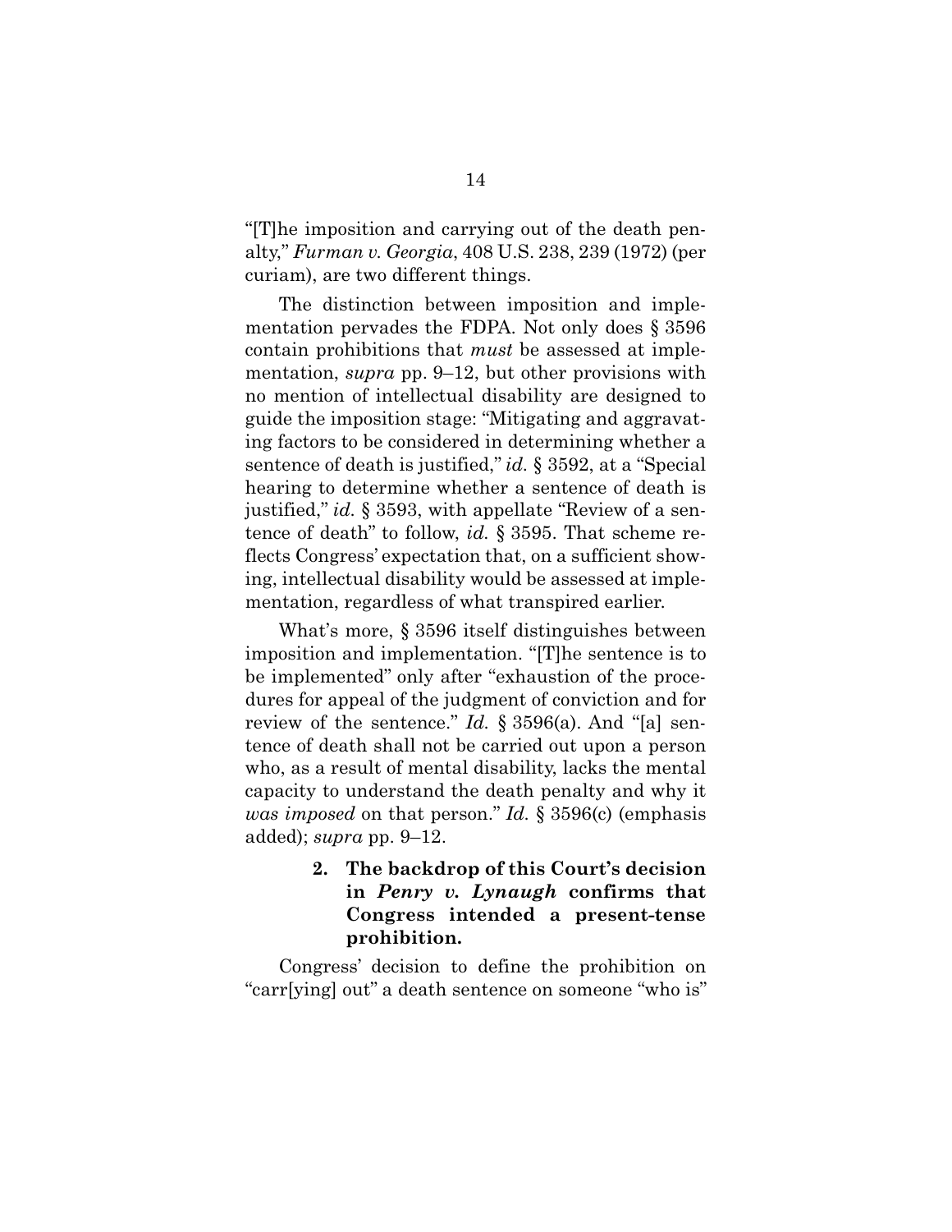"[T]he imposition and carrying out of the death penalty," *Furman v. Georgia*, 408 U.S. 238, 239 (1972) (per curiam), are two different things.

The distinction between imposition and implementation pervades the FDPA. Not only does § 3596 contain prohibitions that *must* be assessed at implementation, *supra* pp. 9–12, but other provisions with no mention of intellectual disability are designed to guide the imposition stage: "Mitigating and aggravating factors to be considered in determining whether a sentence of death is justified," *id.* § 3592, at a "Special hearing to determine whether a sentence of death is justified," *id.* § 3593, with appellate "Review of a sentence of death" to follow, *id.* § 3595. That scheme reflects Congress' expectation that, on a sufficient showing, intellectual disability would be assessed at implementation, regardless of what transpired earlier.

What's more, § 3596 itself distinguishes between imposition and implementation. "[T]he sentence is to be implemented" only after "exhaustion of the procedures for appeal of the judgment of conviction and for review of the sentence." *Id.* § 3596(a). And "[a] sentence of death shall not be carried out upon a person who, as a result of mental disability, lacks the mental capacity to understand the death penalty and why it *was imposed* on that person." *Id.* § 3596(c) (emphasis added); *supra* pp. 9–12.

#### 2. The backdrop of this Court's decision in *Penry v. Lynaugh* confirms that Congress intended a present-tense prohibition.

Congress' decision to define the prohibition on "carr[ying] out" a death sentence on someone "who is"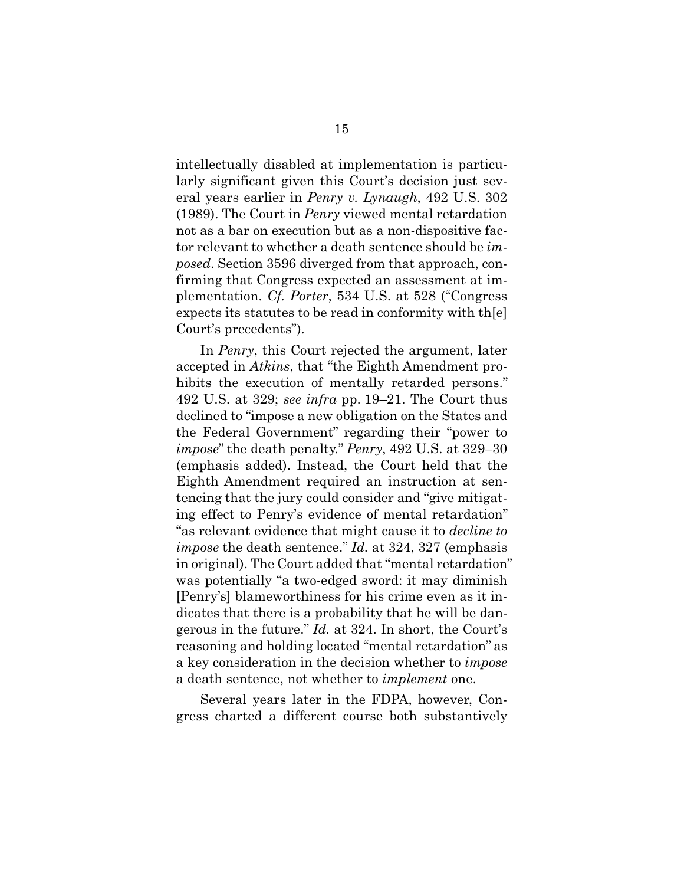intellectually disabled at implementation is particularly significant given this Court's decision just several years earlier in *Penry v. Lynaugh*, 492 U.S. 302 (1989). The Court in *Penry* viewed mental retardation not as a bar on execution but as a non-dispositive factor relevant to whether a death sentence should be *imposed*. Section 3596 diverged from that approach, confirming that Congress expected an assessment at implementation. *Cf. Porter*, 534 U.S. at 528 ("Congress expects its statutes to be read in conformity with th[e] Court's precedents").

In *Penry*, this Court rejected the argument, later accepted in *Atkins*, that "the Eighth Amendment prohibits the execution of mentally retarded persons." 492 U.S. at 329; *see infra* pp. 19–21. The Court thus declined to "impose a new obligation on the States and the Federal Government" regarding their "power to *impose*" the death penalty." *Penry*, 492 U.S. at 329–30 (emphasis added). Instead, the Court held that the Eighth Amendment required an instruction at sentencing that the jury could consider and "give mitigating effect to Penry's evidence of mental retardation" "as relevant evidence that might cause it to *decline to impose* the death sentence." *Id.* at 324, 327 (emphasis in original). The Court added that "mental retardation" was potentially "a two-edged sword: it may diminish [Penry's] blameworthiness for his crime even as it indicates that there is a probability that he will be dangerous in the future." *Id.* at 324. In short, the Court's reasoning and holding located "mental retardation" as a key consideration in the decision whether to *impose* a death sentence, not whether to *implement* one.

Several years later in the FDPA, however, Congress charted a different course both substantively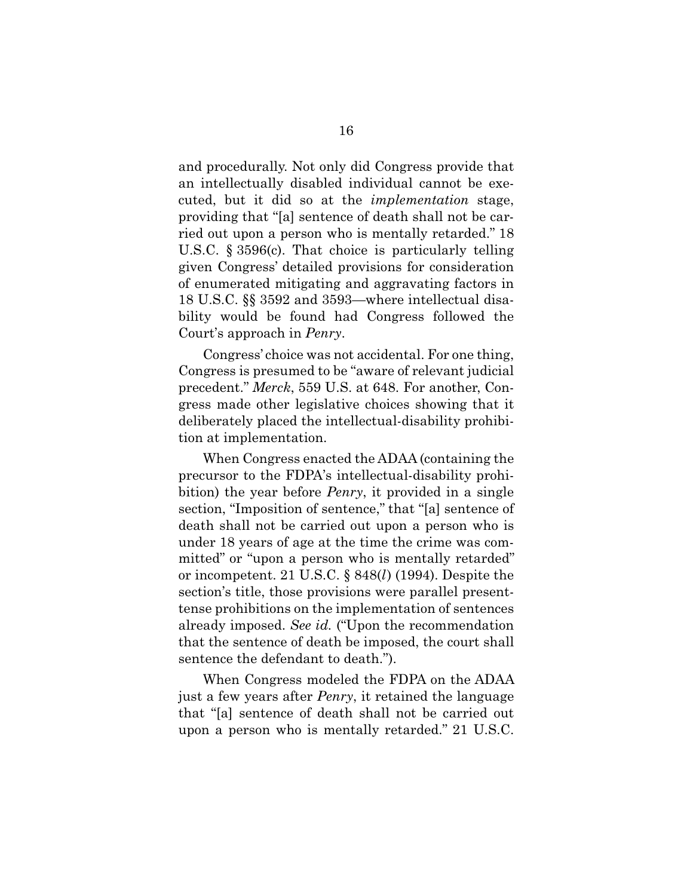and procedurally. Not only did Congress provide that an intellectually disabled individual cannot be executed, but it did so at the *implementation* stage, providing that "[a] sentence of death shall not be carried out upon a person who is mentally retarded." 18 U.S.C. § 3596(c). That choice is particularly telling given Congress' detailed provisions for consideration of enumerated mitigating and aggravating factors in 18 U.S.C. §§ 3592 and 3593—where intellectual disability would be found had Congress followed the Court's approach in *Penry*.

Congress' choice was not accidental. For one thing, Congress is presumed to be "aware of relevant judicial precedent." *Merck*, 559 U.S. at 648. For another, Congress made other legislative choices showing that it deliberately placed the intellectual-disability prohibition at implementation.

When Congress enacted the ADAA (containing the precursor to the FDPA's intellectual-disability prohibition) the year before *Penry*, it provided in a single section, "Imposition of sentence," that "[a] sentence of death shall not be carried out upon a person who is under 18 years of age at the time the crime was committed" or "upon a person who is mentally retarded" or incompetent. 21 U.S.C. § 848(*l*) (1994). Despite the section's title, those provisions were parallel present-tense prohibitions on the implementation of sentences already imposed. *See id.* ("Upon the recommendation that the sentence of death be imposed, the court shall sentence the defendant to death.").

When Congress modeled the FDPA on the ADAA just a few years after *Penry*, it retained the language that "[a] sentence of death shall not be carried out upon a person who is mentally retarded." 21 U.S.C.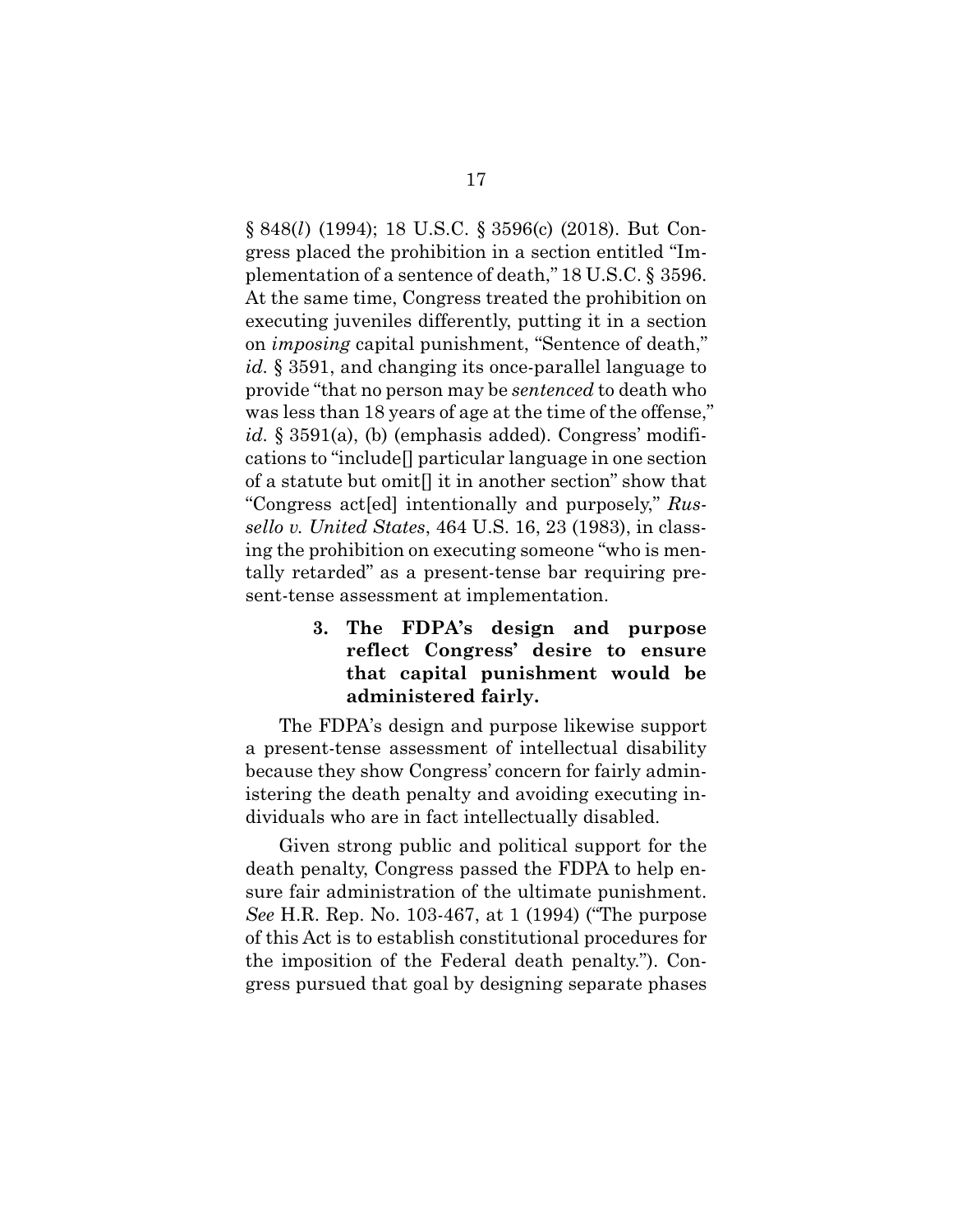§ 848(*l*) (1994); 18 U.S.C. § 3596(c) (2018). But Congress placed the prohibition in a section entitled "Implementation of a sentence of death," 18 U.S.C. § 3596. At the same time, Congress treated the prohibition on executing juveniles differently, putting it in a section on *imposing* capital punishment, "Sentence of death," *id.* § 3591, and changing its once-parallel language to provide "that no person may be *sentenced* to death who was less than 18 years of age at the time of the offense," *id.* § 3591(a), (b) (emphasis added). Congress' modifications to "include[] particular language in one section of a statute but omit[] it in another section" show that "Congress act[ed] intentionally and purposely," *Russello v. United States*, 464 U.S. 16, 23 (1983), in classing the prohibition on executing someone "who is mentally retarded" as a present-tense bar requiring present-tense assessment at implementation.

#### 3. The FDPA's design and purpose reflect Congress' desire to ensure that capital punishment would be administered fairly.

The FDPA's design and purpose likewise support a present-tense assessment of intellectual disability because they show Congress' concern for fairly administering the death penalty and avoiding executing individuals who are in fact intellectually disabled.

Given strong public and political support for the death penalty, Congress passed the FDPA to help ensure fair administration of the ultimate punishment. *See* H.R. Rep. No. 103-467, at 1 (1994) ("The purpose of this Act is to establish constitutional procedures for the imposition of the Federal death penalty."). Congress pursued that goal by designing separate phases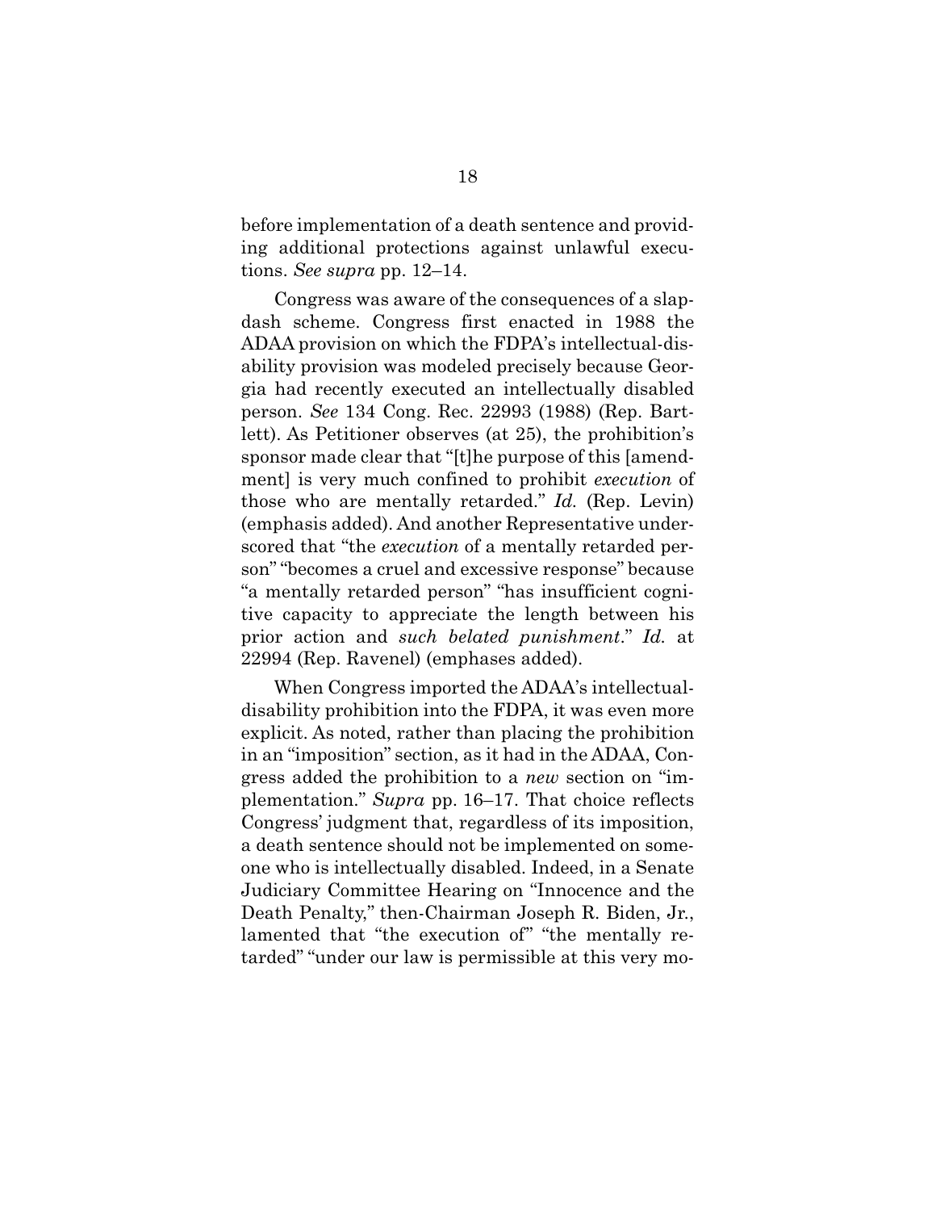before implementation of a death sentence and providing additional protections against unlawful executions. *See supra* pp. 12–14.

Congress was aware of the consequences of a slapdash scheme. Congress first enacted in 1988 the ADAA provision on which the FDPA's intellectual-disability provision was modeled precisely because Georgia had recently executed an intellectually disabled person. *See* 134 Cong. Rec. 22993 (1988) (Rep. Bartlett). As Petitioner observes (at 25), the prohibition's sponsor made clear that "[t]he purpose of this [amendment] is very much confined to prohibit *execution* of those who are mentally retarded." *Id.* (Rep. Levin) (emphasis added). And another Representative underscored that "the *execution* of a mentally retarded person" "becomes a cruel and excessive response" because "a mentally retarded person" "has insufficient cognitive capacity to appreciate the length between his prior action and *such belated punishment*." *Id.* at 22994 (Rep. Ravenel) (emphases added).

When Congress imported the ADAA's intellectual-disability prohibition into the FDPA, it was even more explicit. As noted, rather than placing the prohibition in an "imposition" section, as it had in the ADAA, Congress added the prohibition to a *new* section on "implementation." *Supra* pp. 16–17. That choice reflects Congress' judgment that, regardless of its imposition, a death sentence should not be implemented on someone who is intellectually disabled. Indeed, in a Senate Judiciary Committee Hearing on "Innocence and the Death Penalty," then-Chairman Joseph R. Biden, Jr., lamented that "the execution of" "the mentally retarded" "under our law is permissible at this very mo-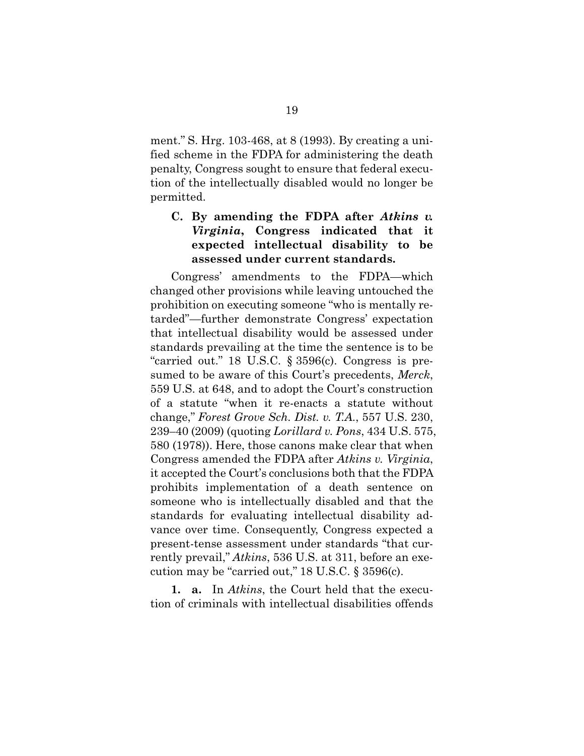ment." S. Hrg. 103-468, at 8 (1993). By creating a unified scheme in the FDPA for administering the death penalty, Congress sought to ensure that federal execution of the intellectually disabled would no longer be permitted.

### C. By amending the FDPA after *Atkins v. Virginia*, Congress indicated that it expected intellectual disability to be assessed under current standards.

Congress' amendments to the FDPA—which changed other provisions while leaving untouched the prohibition on executing someone "who is mentally retarded"—further demonstrate Congress' expectation that intellectual disability would be assessed under standards prevailing at the time the sentence is to be "carried out." 18 U.S.C. § 3596(c). Congress is presumed to be aware of this Court's precedents, *Merck*, 559 U.S. at 648, and to adopt the Court's construction of a statute "when it re-enacts a statute without change," *Forest Grove Sch. Dist. v. T.A.*, 557 U.S. 230, 239–40 (2009) (quoting *Lorillard v. Pons*, 434 U.S. 575, 580 (1978)). Here, those canons make clear that when Congress amended the FDPA after *Atkins v. Virginia*, it accepted the Court's conclusions both that the FDPA prohibits implementation of a death sentence on someone who is intellectually disabled and that the standards for evaluating intellectual disability advance over time. Consequently, Congress expected a present-tense assessment under standards "that currently prevail," *Atkins*, 536 U.S. at 311, before an execution may be "carried out," 18 U.S.C. § 3596(c).

**1. a.** In *Atkins*, the Court held that the execution of criminals with intellectual disabilities offends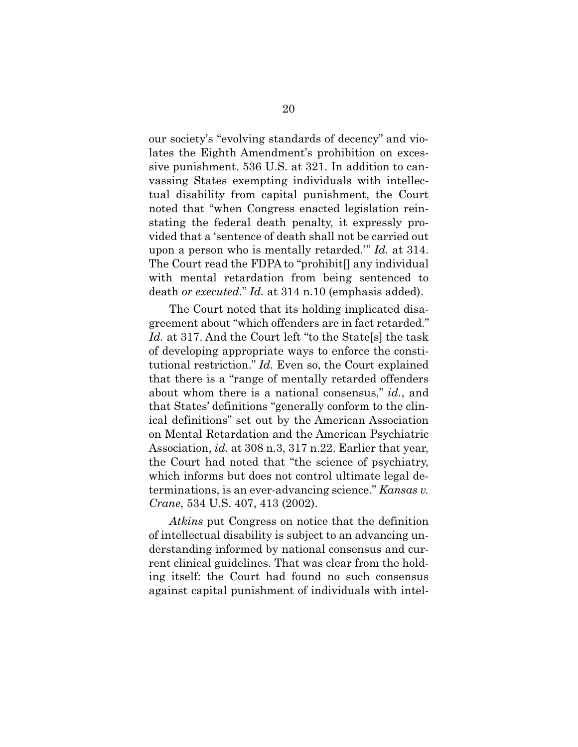our society's "evolving standards of decency" and violates the Eighth Amendment's prohibition on excessive punishment. 536 U.S. at 321. In addition to canvassing States exempting individuals with intellectual disability from capital punishment, the Court noted that "when Congress enacted legislation reinstating the federal death penalty, it expressly provided that a 'sentence of death shall not be carried out upon a person who is mentally retarded.'" *Id.* at 314. The Court read the FDPA to "prohibit[] any individual with mental retardation from being sentenced to death *or executed*." *Id.* at 314 n.10 (emphasis added).

The Court noted that its holding implicated disagreement about "which offenders are in fact retarded." *Id.* at 317. And the Court left "to the State[s] the task of developing appropriate ways to enforce the constitutional restriction." *Id.* Even so, the Court explained that there is a "range of mentally retarded offenders about whom there is a national consensus," *id.*, and that States' definitions "generally conform to the clinical definitions" set out by the American Association on Mental Retardation and the American Psychiatric Association, *id.* at 308 n.3, 317 n.22. Earlier that year, the Court had noted that "the science of psychiatry, which informs but does not control ultimate legal determinations, is an ever-advancing science." *Kansas v. Crane*, 534 U.S. 407, 413 (2002).

*Atkins* put Congress on notice that the definition of intellectual disability is subject to an advancing understanding informed by national consensus and current clinical guidelines. That was clear from the holding itself: the Court had found no such consensus against capital punishment of individuals with intel-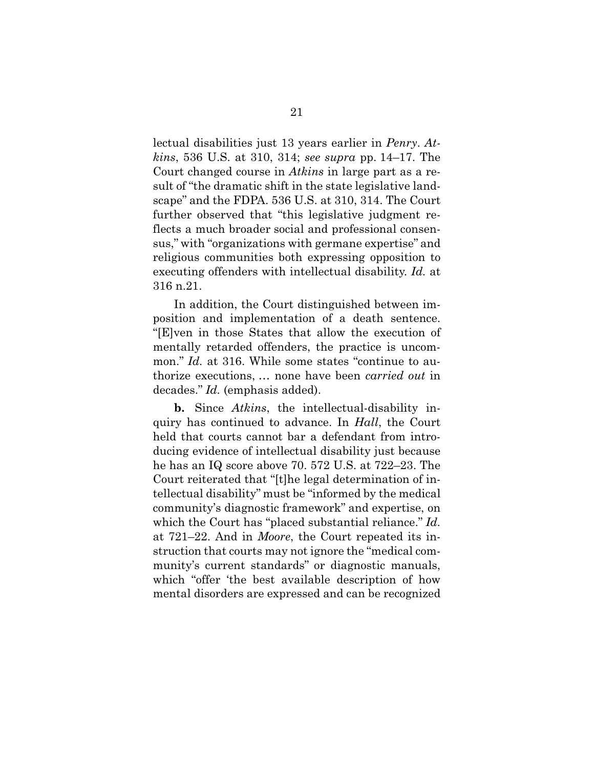lectual disabilities just 13 years earlier in *Penry*. *Atkins*, 536 U.S. at 310, 314; *see supra* pp. 14–17. The Court changed course in *Atkins* in large part as a result of "the dramatic shift in the state legislative landscape" and the FDPA. 536 U.S. at 310, 314. The Court further observed that "this legislative judgment reflects a much broader social and professional consensus," with "organizations with germane expertise" and religious communities both expressing opposition to executing offenders with intellectual disability. *Id.* at 316 n.21.

In addition, the Court distinguished between imposition and implementation of a death sentence. "[E]ven in those States that allow the execution of mentally retarded offenders, the practice is uncommon." *Id.* at 316. While some states "continue to authorize executions, … none have been *carried out* in decades." *Id.* (emphasis added).

**b.** Since *Atkins*, the intellectual-disability inquiry has continued to advance. In *Hall*, the Court held that courts cannot bar a defendant from introducing evidence of intellectual disability just because he has an IQ score above 70. 572 U.S. at 722–23. The Court reiterated that "[t]he legal determination of intellectual disability" must be "informed by the medical community's diagnostic framework" and expertise, on which the Court has "placed substantial reliance." *Id.* at 721–22. And in *Moore*, the Court repeated its instruction that courts may not ignore the "medical community's current standards" or diagnostic manuals, which "offer 'the best available description of how mental disorders are expressed and can be recognized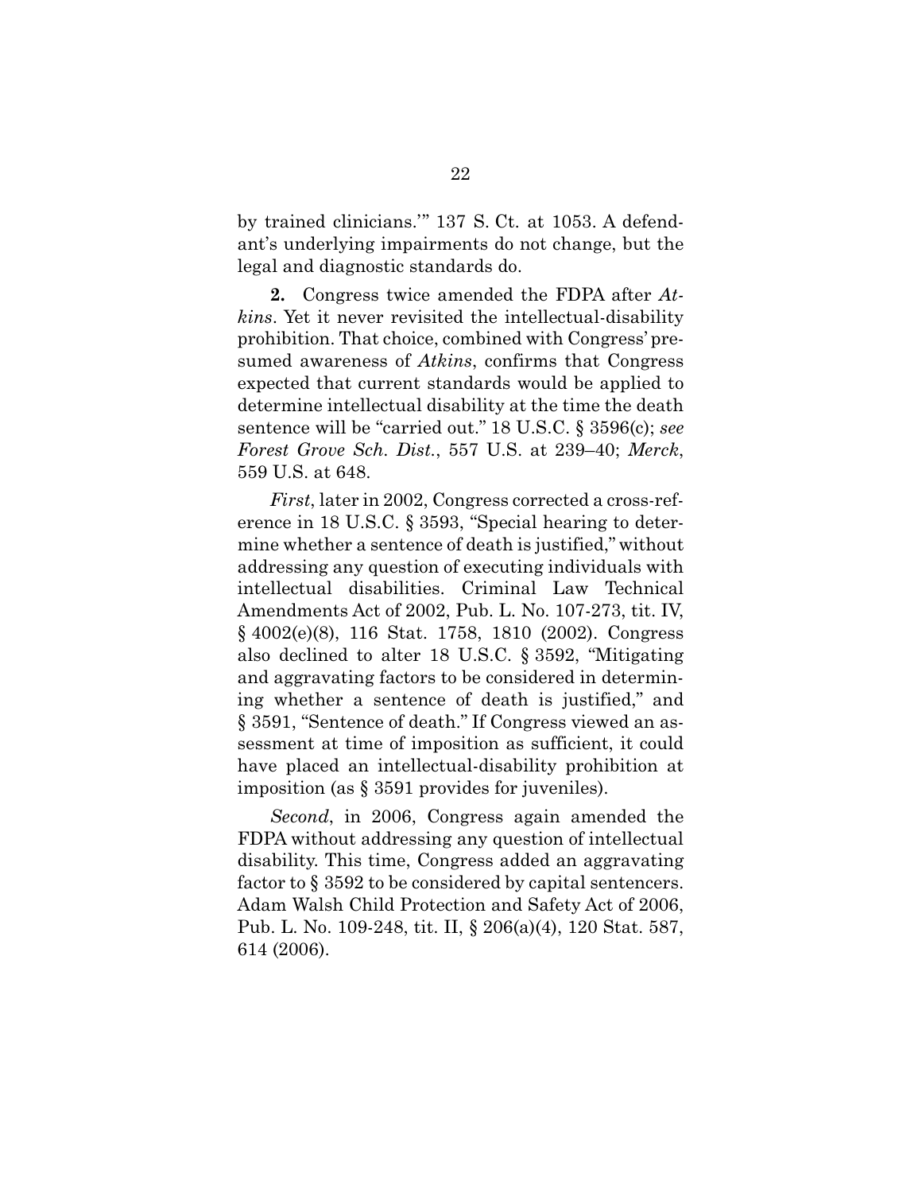by trained clinicians.'" 137 S. Ct. at 1053. A defendant's underlying impairments do not change, but the legal and diagnostic standards do.

**2.** Congress twice amended the FDPA after *Atkins*. Yet it never revisited the intellectual-disability prohibition. That choice, combined with Congress' presumed awareness of *Atkins*, confirms that Congress expected that current standards would be applied to determine intellectual disability at the time the death sentence will be "carried out." 18 U.S.C. § 3596(c); *see Forest Grove Sch. Dist.*, 557 U.S. at 239–40; *Merck*, 559 U.S. at 648.

*First*, later in 2002, Congress corrected a cross-reference in 18 U.S.C. § 3593, "Special hearing to determine whether a sentence of death is justified," without addressing any question of executing individuals with intellectual disabilities. Criminal Law Technical Amendments Act of 2002, Pub. L. No. 107-273, tit. IV, § 4002(e)(8), 116 Stat. 1758, 1810 (2002). Congress also declined to alter 18 U.S.C. § 3592, "Mitigating and aggravating factors to be considered in determining whether a sentence of death is justified," and § 3591, "Sentence of death." If Congress viewed an assessment at time of imposition as sufficient, it could have placed an intellectual-disability prohibition at imposition (as § 3591 provides for juveniles).

*Second*, in 2006, Congress again amended the FDPA without addressing any question of intellectual disability. This time, Congress added an aggravating factor to § 3592 to be considered by capital sentencers. Adam Walsh Child Protection and Safety Act of 2006, Pub. L. No. 109-248, tit. II, § 206(a)(4), 120 Stat. 587, 614 (2006).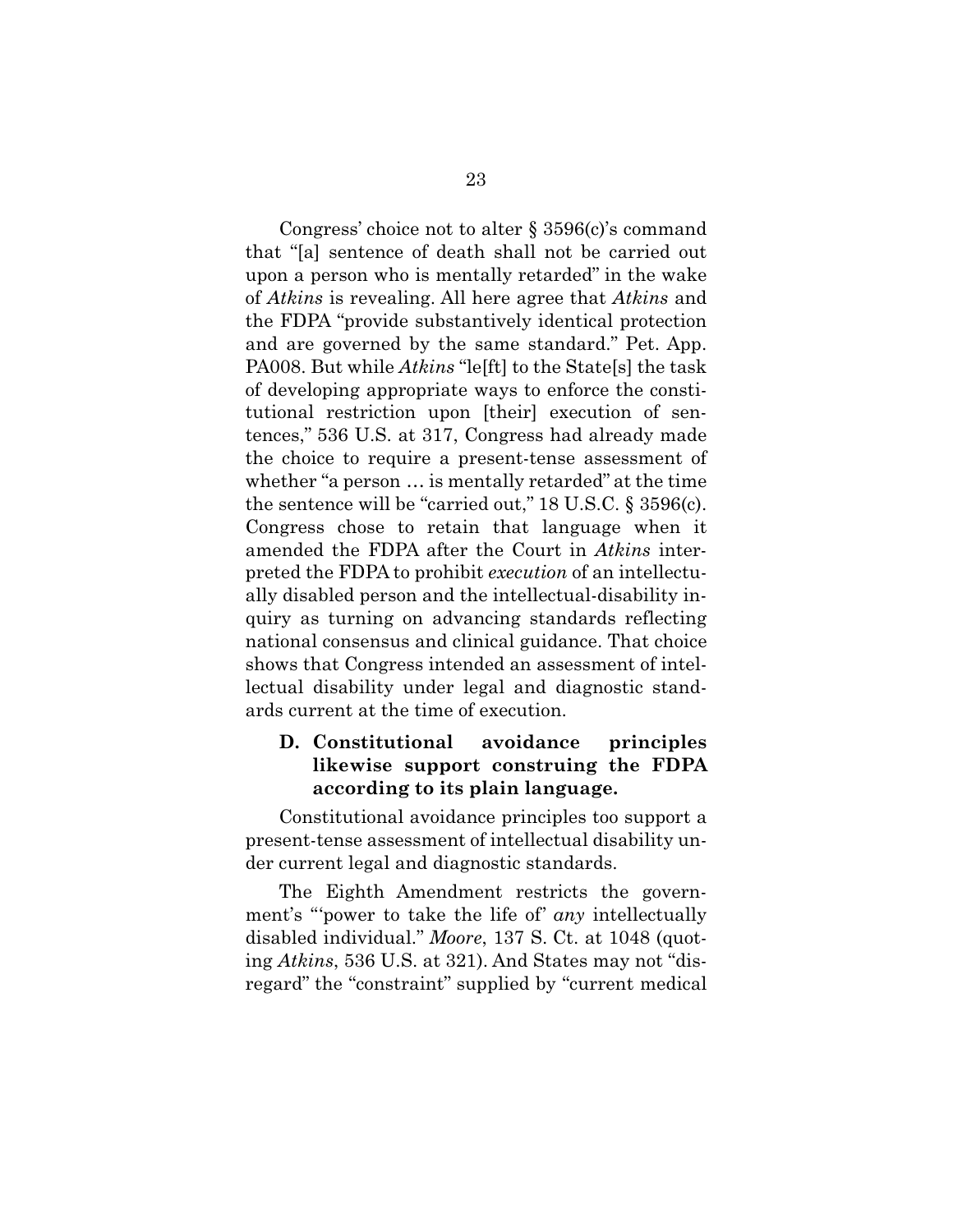Congress' choice not to alter § 3596(c)'s command that "[a] sentence of death shall not be carried out upon a person who is mentally retarded" in the wake of *Atkins* is revealing. All here agree that *Atkins* and the FDPA "provide substantively identical protection and are governed by the same standard." Pet. App. PA008. But while *Atkins* "le[ft] to the State[s] the task of developing appropriate ways to enforce the constitutional restriction upon [their] execution of sentences," 536 U.S. at 317, Congress had already made the choice to require a present-tense assessment of whether "a person … is mentally retarded" at the time the sentence will be "carried out," 18 U.S.C. § 3596(c). Congress chose to retain that language when it amended the FDPA after the Court in *Atkins* interpreted the FDPA to prohibit *execution* of an intellectually disabled person and the intellectual-disability inquiry as turning on advancing standards reflecting national consensus and clinical guidance. That choice shows that Congress intended an assessment of intellectual disability under legal and diagnostic standards current at the time of execution.

### D. Constitutional avoidance principles likewise support construing the FDPA according to its plain language.

Constitutional avoidance principles too support a present-tense assessment of intellectual disability under current legal and diagnostic standards.

The Eighth Amendment restricts the government's "'power to take the life of' *any* intellectually disabled individual." *Moore*, 137 S. Ct. at 1048 (quoting *Atkins*, 536 U.S. at 321). And States may not "disregard" the "constraint" supplied by "current medical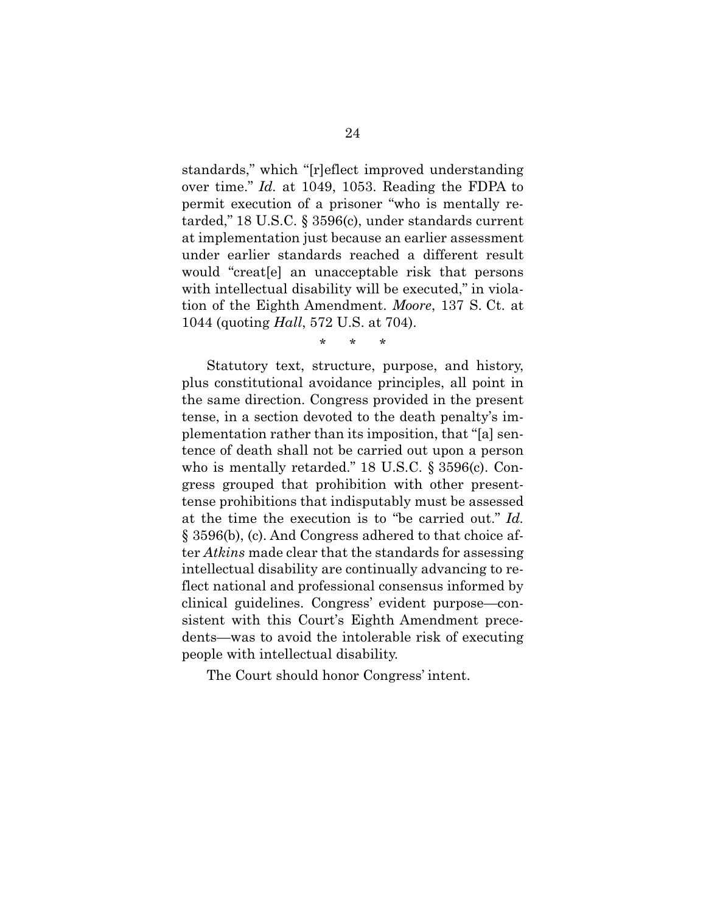standards," which "[r]eflect improved understanding over time." *Id.* at 1049, 1053. Reading the FDPA to permit execution of a prisoner "who is mentally retarded," 18 U.S.C. § 3596(c), under standards current at implementation just because an earlier assessment under earlier standards reached a different result would "creat[e] an unacceptable risk that persons with intellectual disability will be executed," in violation of the Eighth Amendment. *Moore*, 137 S. Ct. at 1044 (quoting *Hall*, 572 U.S. at 704).

\* \* \*

Statutory text, structure, purpose, and history, plus constitutional avoidance principles, all point in the same direction. Congress provided in the present tense, in a section devoted to the death penalty's implementation rather than its imposition, that "[a] sentence of death shall not be carried out upon a person who is mentally retarded." 18 U.S.C. § 3596(c). Congress grouped that prohibition with other present-tense prohibitions that indisputably must be assessed at the time the execution is to "be carried out." *Id.* § 3596(b), (c). And Congress adhered to that choice after *Atkins* made clear that the standards for assessing intellectual disability are continually advancing to reflect national and professional consensus informed by clinical guidelines. Congress' evident purpose—consistent with this Court's Eighth Amendment precedents—was to avoid the intolerable risk of executing people with intellectual disability.

The Court should honor Congress' intent.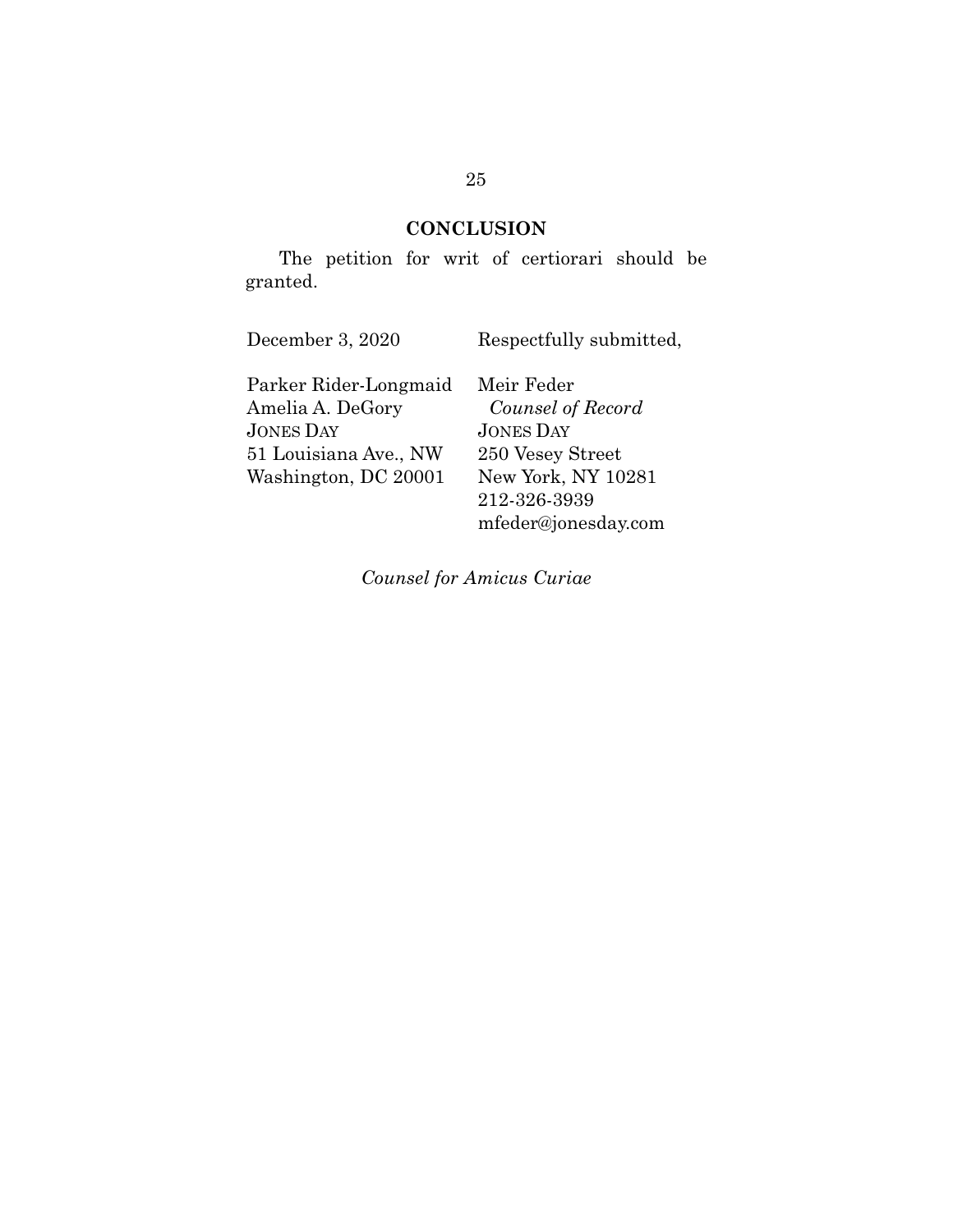## CONCLUSION

The petition for writ of certiorari should be granted.

December 3, 2020

Respectfully submitted,

Meir Feder
*Counsel of Record*
JONES DAY
250 Vesey Street
New York, NY 10281
212-326-3939
mfeder@jonesday.com

Parker Rider-Longmaid
Amelia A. DeGory
JONES DAY
51 Louisiana Ave., NW
Washington, DC 20001

*Counsel for Amicus Curiae*